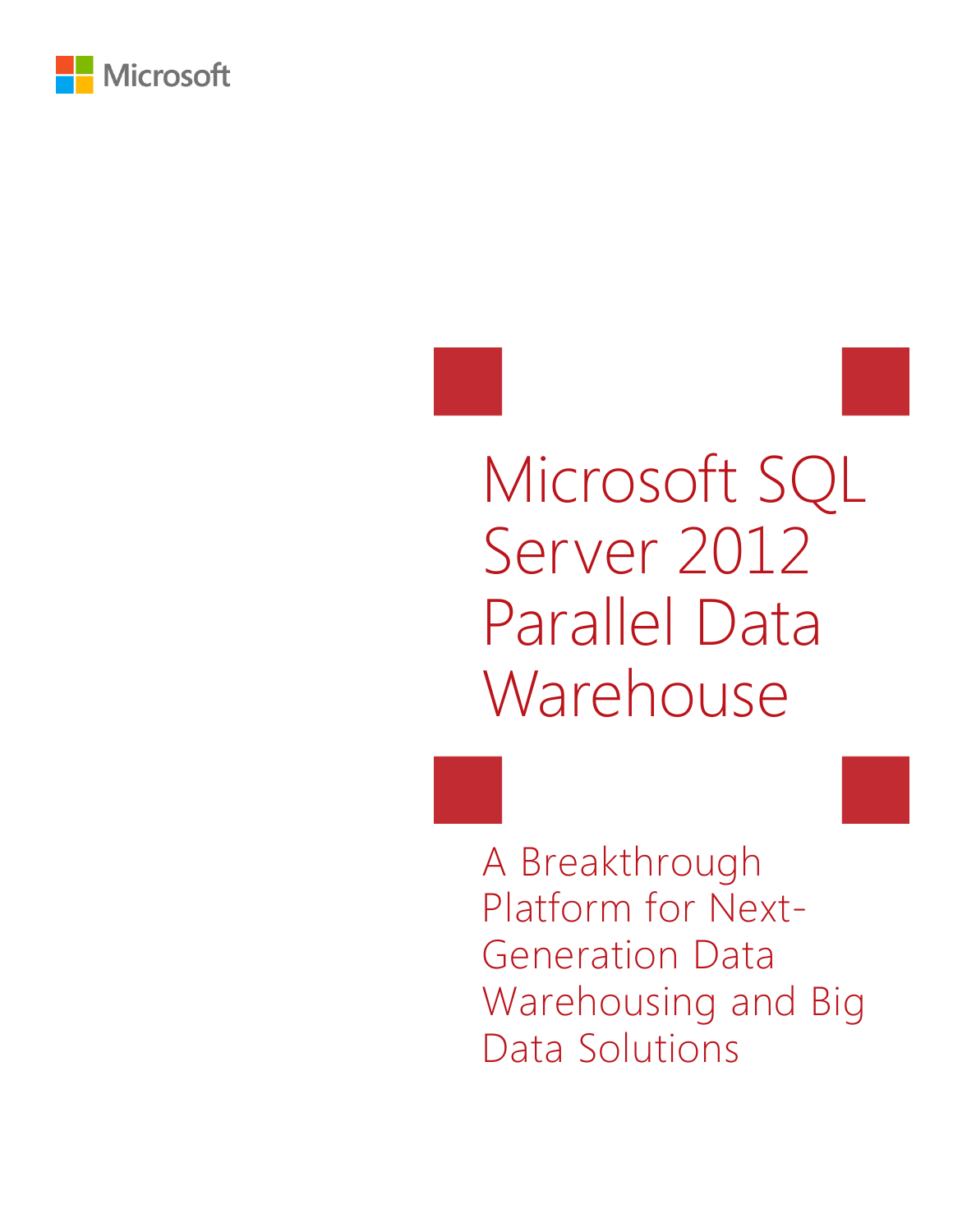Microsoft

# Microsoft SQL Server 2012 Parallel Data Warehouse

## A Breakthrough Platform for Next-Generation Data Warehousing and Big Data Solutions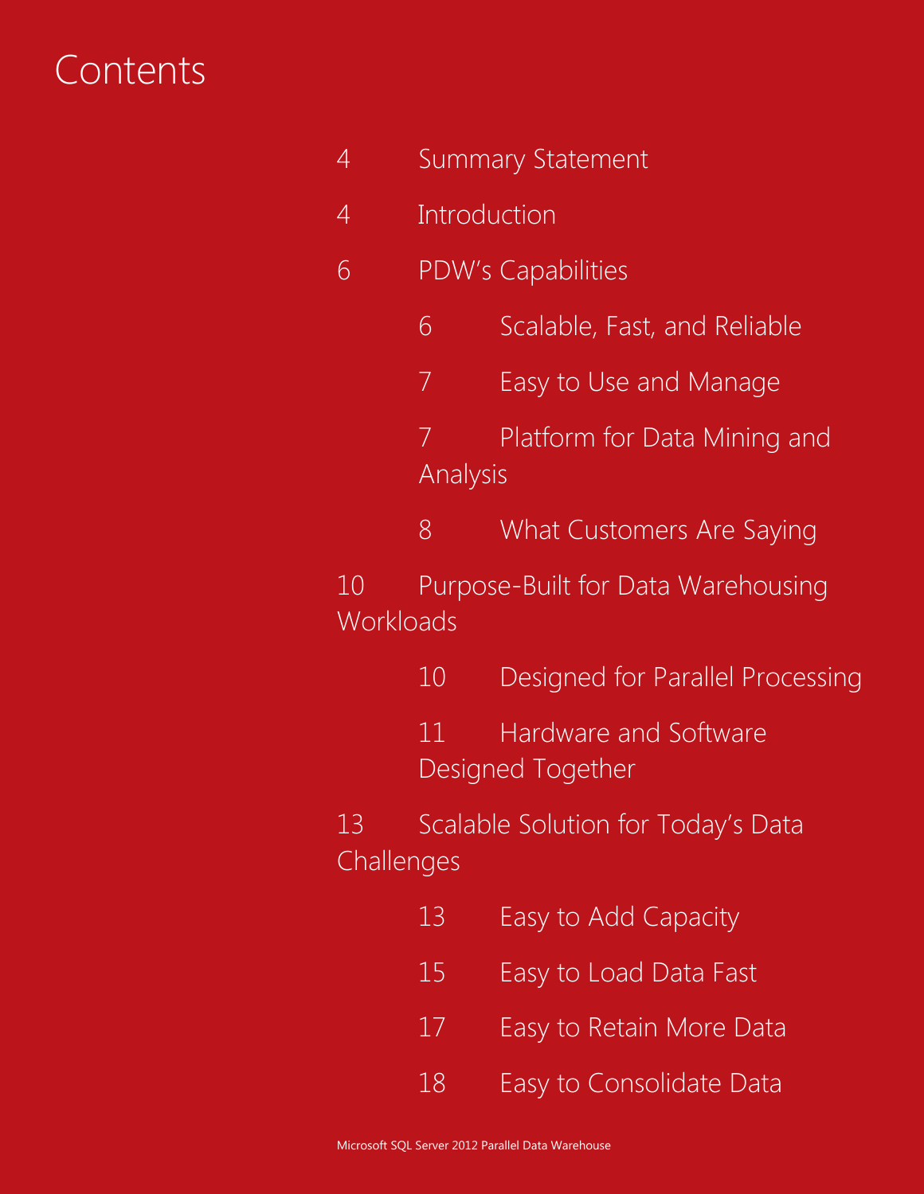# Contents

- 4 Summary Statement
- 4 Introduction
- 6 PDW's Capabilities
  - 6 Scalable, Fast, and Reliable
  - 7 Easy to Use and Manage
  - 7 Platform for Data Mining and Analysis
  - 8 What Customers Are Saying
- 10 Purpose-Built for Data Warehousing Workloads
  - 10 Designed for Parallel Processing
  - 11 Hardware and Software Designed Together
- 13 Scalable Solution for Today's Data Challenges
  - 13 Easy to Add Capacity
  - 15 Easy to Load Data Fast
  - 17 Easy to Retain More Data
  - 18 Easy to Consolidate Data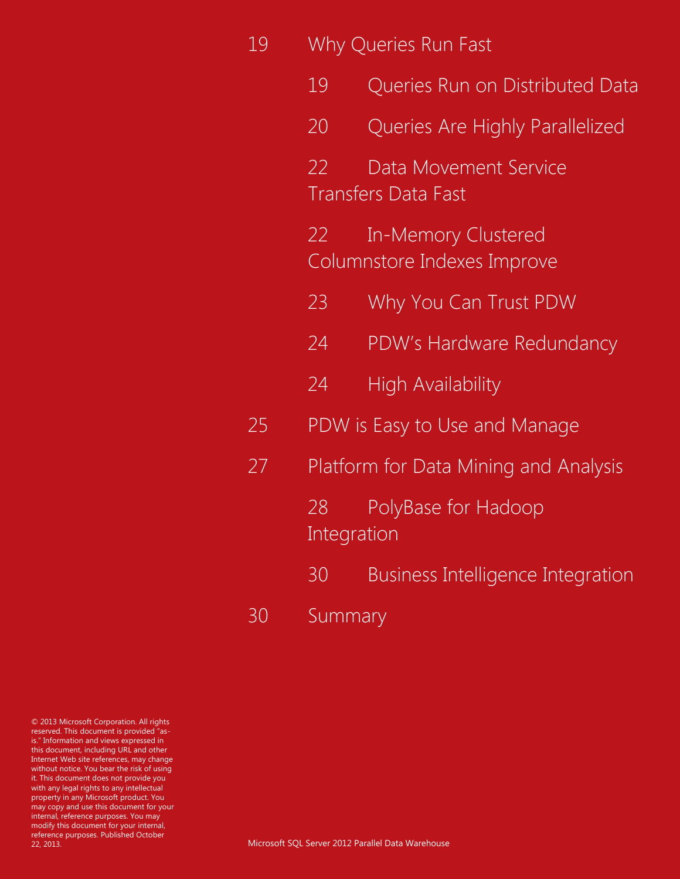- 19 Why Queries Run Fast
  - 19 Queries Run on Distributed Data
  - 20 Queries Are Highly Parallelized
  - 22 Data Movement Service Transfers Data Fast
  - 22 In-Memory Clustered Columnstore Indexes Improve
  - 23 Why You Can Trust PDW
  - 24 PDW's Hardware Redundancy
  - 24 High Availability
- 25 PDW is Easy to Use and Manage
- 27 Platform for Data Mining and Analysis
  - 28 PolyBase for Hadoop Integration
  - 30 Business Intelligence Integration
- 30 Summary

© 2013 Microsoft Corporation. All rights reserved. This document is provided "as-is." Information and views expressed in this document, including URL and other Internet Web site references, may change without notice. You bear the risk of using it. This document does not provide you with any legal rights to any intellectual property in any Microsoft product. You may copy and use this document for your internal, reference purposes. You may modify this document for your internal, reference purposes. Published October 22, 2013.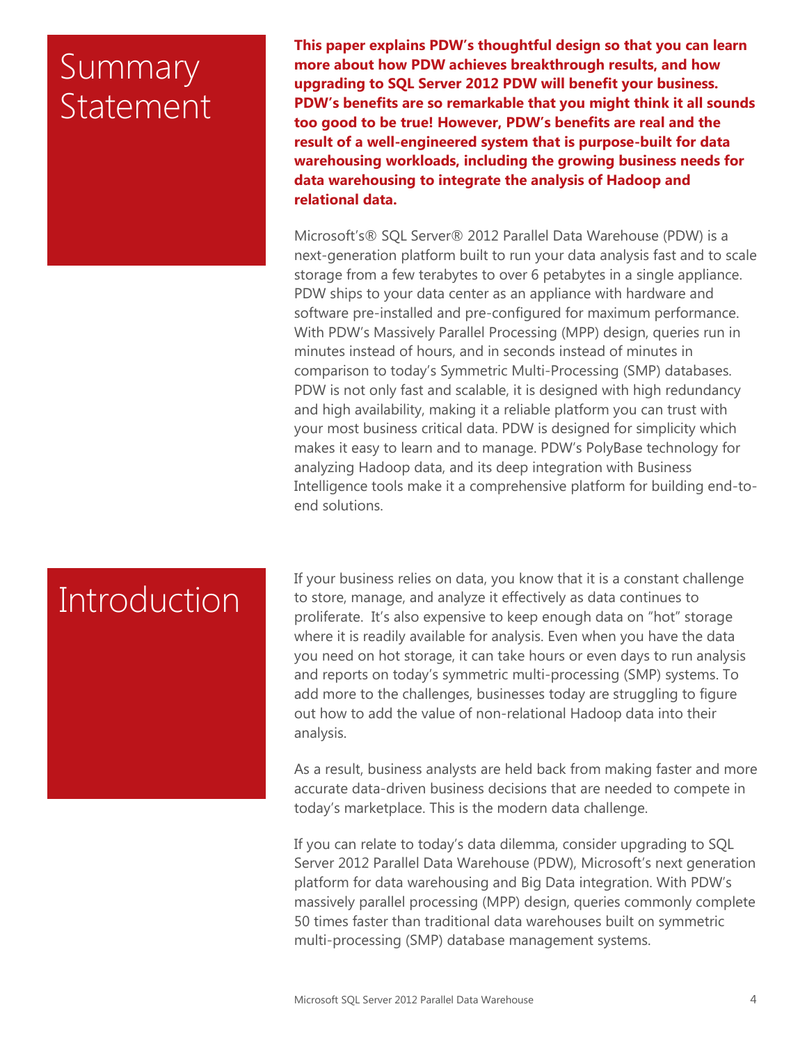# Summary Statement

**This paper explains PDW's thoughtful design so that you can learn more about how PDW achieves breakthrough results, and how upgrading to SQL Server 2012 PDW will benefit your business. PDW's benefits are so remarkable that you might think it all sounds too good to be true! However, PDW's benefits are real and the result of a well-engineered system that is purpose-built for data warehousing workloads, including the growing business needs for data warehousing to integrate the analysis of Hadoop and relational data.**

Microsoft's® SQL Server® 2012 Parallel Data Warehouse (PDW) is a next-generation platform built to run your data analysis fast and to scale storage from a few terabytes to over 6 petabytes in a single appliance. PDW ships to your data center as an appliance with hardware and software pre-installed and pre-configured for maximum performance. With PDW's Massively Parallel Processing (MPP) design, queries run in minutes instead of hours, and in seconds instead of minutes in comparison to today's Symmetric Multi-Processing (SMP) databases. PDW is not only fast and scalable, it is designed with high redundancy and high availability, making it a reliable platform you can trust with your most business critical data. PDW is designed for simplicity which makes it easy to learn and to manage. PDW's PolyBase technology for analyzing Hadoop data, and its deep integration with Business Intelligence tools make it a comprehensive platform for building end-to-end solutions.

# Introduction

If your business relies on data, you know that it is a constant challenge to store, manage, and analyze it effectively as data continues to proliferate. It's also expensive to keep enough data on "hot" storage where it is readily available for analysis. Even when you have the data you need on hot storage, it can take hours or even days to run analysis and reports on today's symmetric multi-processing (SMP) systems. To add more to the challenges, businesses today are struggling to figure out how to add the value of non-relational Hadoop data into their analysis.

As a result, business analysts are held back from making faster and more accurate data-driven business decisions that are needed to compete in today's marketplace. This is the modern data challenge.

If you can relate to today's data dilemma, consider upgrading to SQL Server 2012 Parallel Data Warehouse (PDW), Microsoft's next generation platform for data warehousing and Big Data integration. With PDW's massively parallel processing (MPP) design, queries commonly complete 50 times faster than traditional data warehouses built on symmetric multi-processing (SMP) database management systems.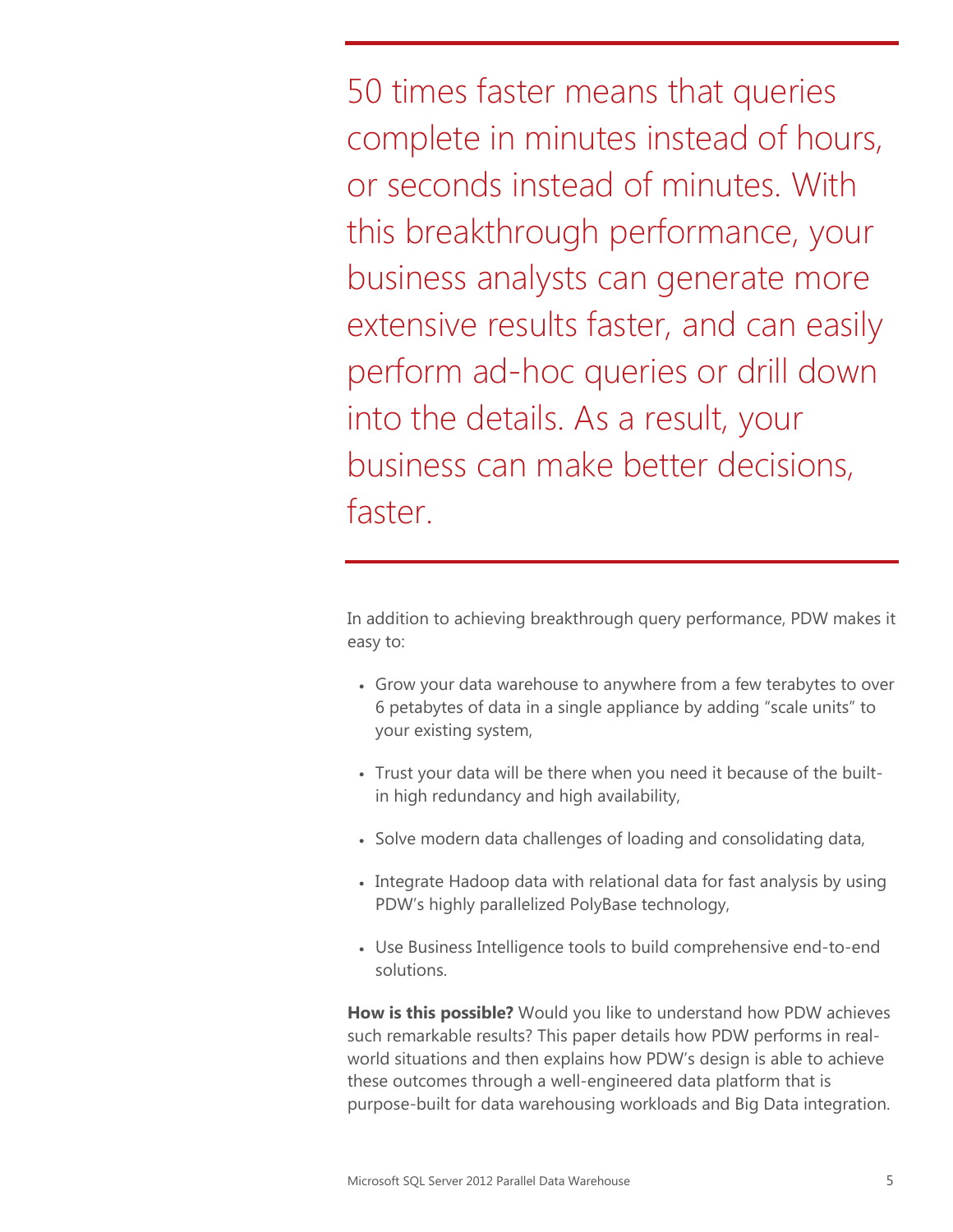> 50 times faster means that queries complete in minutes instead of hours, or seconds instead of minutes. With this breakthrough performance, your business analysts can generate more extensive results faster, and can easily perform ad-hoc queries or drill down into the details. As a result, your business can make better decisions, faster.

In addition to achieving breakthrough query performance, PDW makes it easy to:

- Grow your data warehouse to anywhere from a few terabytes to over 6 petabytes of data in a single appliance by adding “scale units” to your existing system,
- Trust your data will be there when you need it because of the built-in high redundancy and high availability,
- Solve modern data challenges of loading and consolidating data,
- Integrate Hadoop data with relational data for fast analysis by using PDW’s highly parallelized PolyBase technology,
- Use Business Intelligence tools to build comprehensive end-to-end solutions.

**How is this possible?** Would you like to understand how PDW achieves such remarkable results? This paper details how PDW performs in real-world situations and then explains how PDW’s design is able to achieve these outcomes through a well-engineered data platform that is purpose-built for data warehousing workloads and Big Data integration.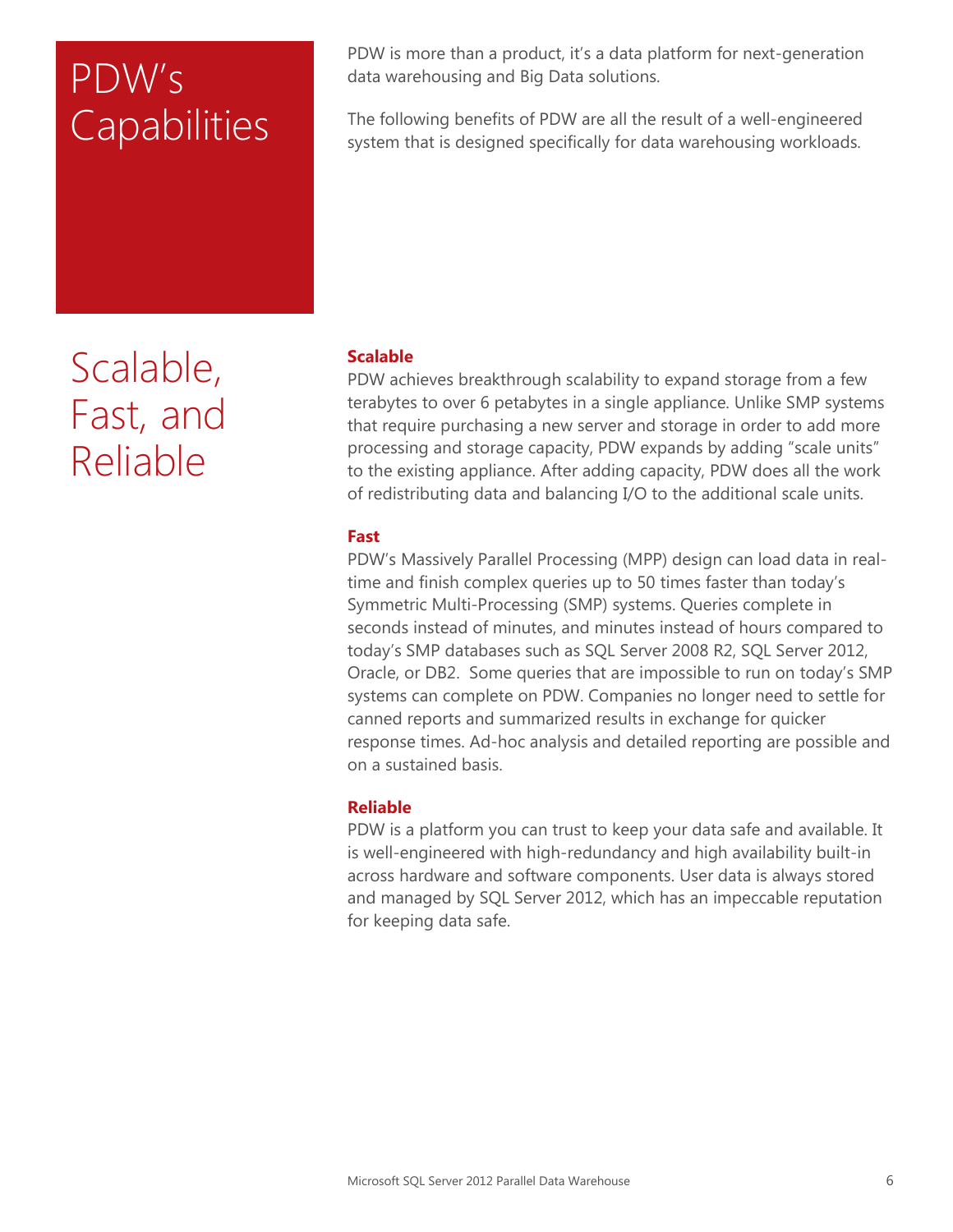# PDW's Capabilities

PDW is more than a product, it's a data platform for next-generation data warehousing and Big Data solutions.

The following benefits of PDW are all the result of a well-engineered system that is designed specifically for data warehousing workloads.

## Scalable, Fast, and Reliable

### Scalable

PDW achieves breakthrough scalability to expand storage from a few terabytes to over 6 petabytes in a single appliance. Unlike SMP systems that require purchasing a new server and storage in order to add more processing and storage capacity, PDW expands by adding "scale units" to the existing appliance. After adding capacity, PDW does all the work of redistributing data and balancing I/O to the additional scale units.

### Fast

PDW's Massively Parallel Processing (MPP) design can load data in real-time and finish complex queries up to 50 times faster than today's Symmetric Multi-Processing (SMP) systems. Queries complete in seconds instead of minutes, and minutes instead of hours compared to today's SMP databases such as SQL Server 2008 R2, SQL Server 2012, Oracle, or DB2. Some queries that are impossible to run on today's SMP systems can complete on PDW. Companies no longer need to settle for canned reports and summarized results in exchange for quicker response times. Ad-hoc analysis and detailed reporting are possible and on a sustained basis.

### Reliable

PDW is a platform you can trust to keep your data safe and available. It is well-engineered with high-redundancy and high availability built-in across hardware and software components. User data is always stored and managed by SQL Server 2012, which has an impeccable reputation for keeping data safe.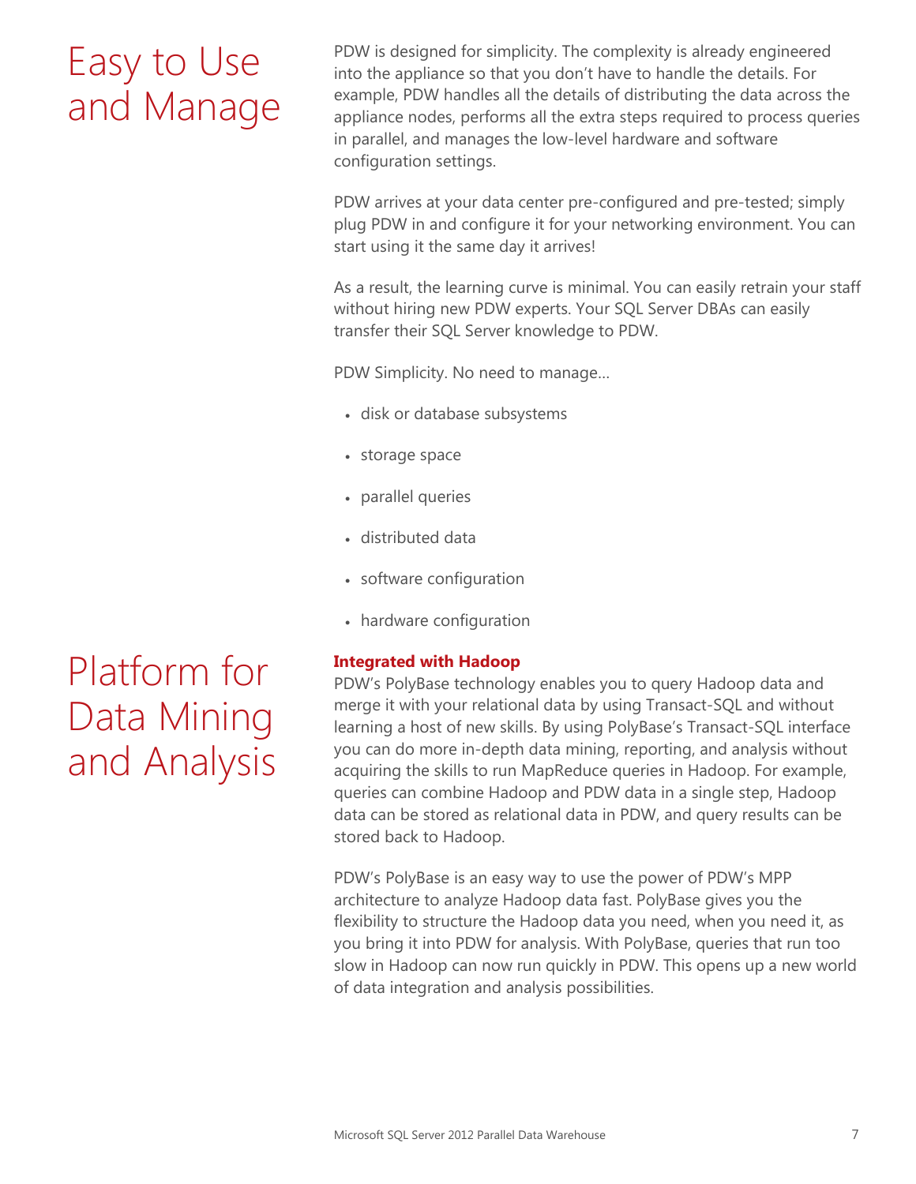## Easy to Use and Manage

PDW is designed for simplicity. The complexity is already engineered into the appliance so that you don't have to handle the details. For example, PDW handles all the details of distributing the data across the appliance nodes, performs all the extra steps required to process queries in parallel, and manages the low-level hardware and software configuration settings.

PDW arrives at your data center pre-configured and pre-tested; simply plug PDW in and configure it for your networking environment. You can start using it the same day it arrives!

As a result, the learning curve is minimal. You can easily retrain your staff without hiring new PDW experts. Your SQL Server DBAs can easily transfer their SQL Server knowledge to PDW.

PDW Simplicity. No need to manage…

- disk or database subsystems
- storage space
- parallel queries
- distributed data
- software configuration
- hardware configuration

## Platform for Data Mining and Analysis

**Integrated with Hadoop**

PDW's PolyBase technology enables you to query Hadoop data and merge it with your relational data by using Transact-SQL and without learning a host of new skills. By using PolyBase's Transact-SQL interface you can do more in-depth data mining, reporting, and analysis without acquiring the skills to run MapReduce queries in Hadoop. For example, queries can combine Hadoop and PDW data in a single step, Hadoop data can be stored as relational data in PDW, and query results can be stored back to Hadoop.

PDW's PolyBase is an easy way to use the power of PDW's MPP architecture to analyze Hadoop data fast. PolyBase gives you the flexibility to structure the Hadoop data you need, when you need it, as you bring it into PDW for analysis. With PolyBase, queries that run too slow in Hadoop can now run quickly in PDW. This opens up a new world of data integration and analysis possibilities.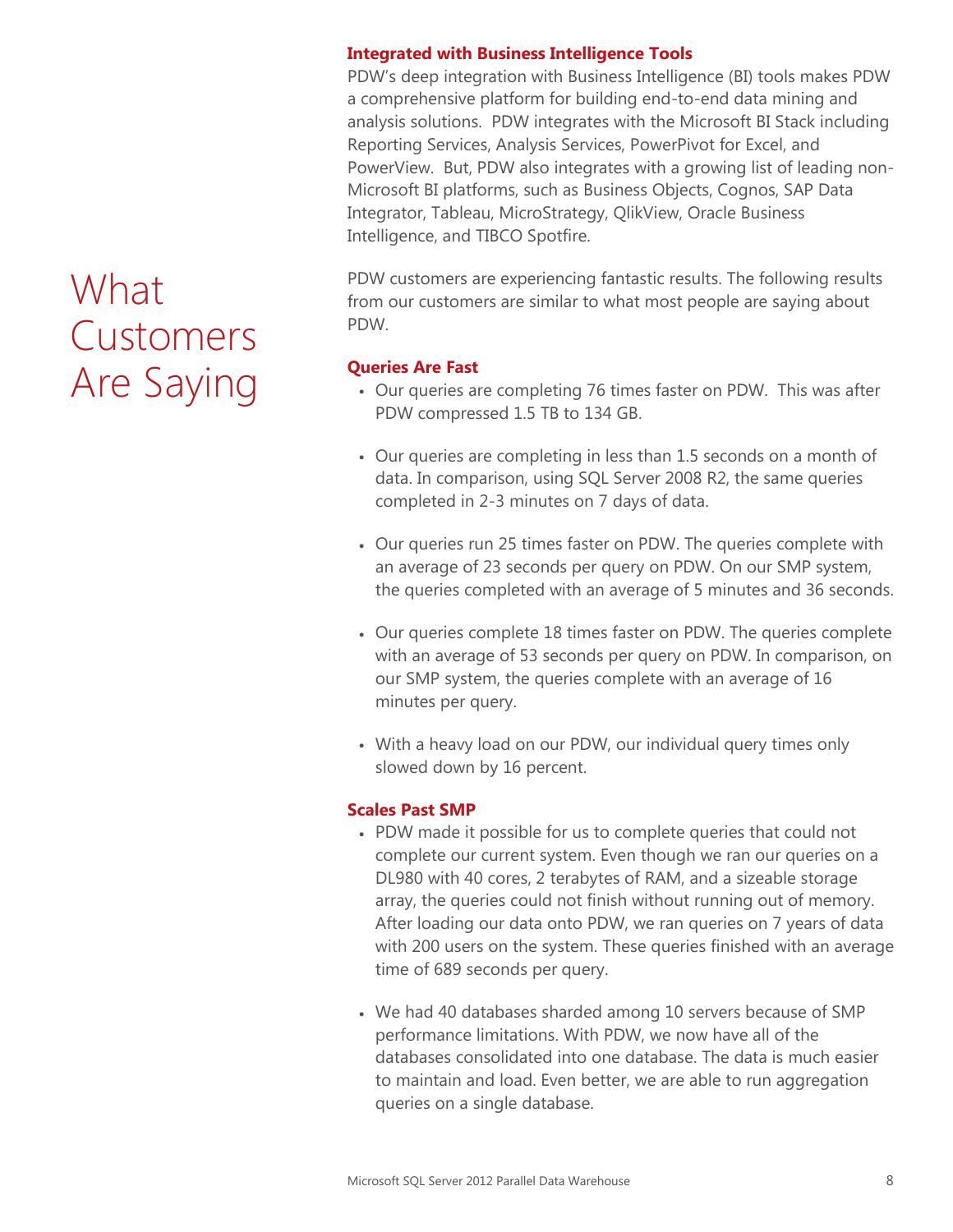### Integrated with Business Intelligence Tools

PDW's deep integration with Business Intelligence (BI) tools makes PDW a comprehensive platform for building end-to-end data mining and analysis solutions. PDW integrates with the Microsoft BI Stack including Reporting Services, Analysis Services, PowerPivot for Excel, and PowerView. But, PDW also integrates with a growing list of leading non-Microsoft BI platforms, such as Business Objects, Cognos, SAP Data Integrator, Tableau, MicroStrategy, QlikView, Oracle Business Intelligence, and TIBCO Spotfire.

# What Customers Are Saying

PDW customers are experiencing fantastic results. The following results from our customers are similar to what most people are saying about PDW.

### Queries Are Fast

- Our queries are completing 76 times faster on PDW. This was after PDW compressed 1.5 TB to 134 GB.
- Our queries are completing in less than 1.5 seconds on a month of data. In comparison, using SQL Server 2008 R2, the same queries completed in 2-3 minutes on 7 days of data.
- Our queries run 25 times faster on PDW. The queries complete with an average of 23 seconds per query on PDW. On our SMP system, the queries completed with an average of 5 minutes and 36 seconds.
- Our queries complete 18 times faster on PDW. The queries complete with an average of 53 seconds per query on PDW. In comparison, on our SMP system, the queries complete with an average of 16 minutes per query.
- With a heavy load on our PDW, our individual query times only slowed down by 16 percent.

### Scales Past SMP

- PDW made it possible for us to complete queries that could not complete our current system. Even though we ran our queries on a DL980 with 40 cores, 2 terabytes of RAM, and a sizeable storage array, the queries could not finish without running out of memory. After loading our data onto PDW, we ran queries on 7 years of data with 200 users on the system. These queries finished with an average time of 689 seconds per query.
- We had 40 databases sharded among 10 servers because of SMP performance limitations. With PDW, we now have all of the databases consolidated into one database. The data is much easier to maintain and load. Even better, we are able to run aggregation queries on a single database.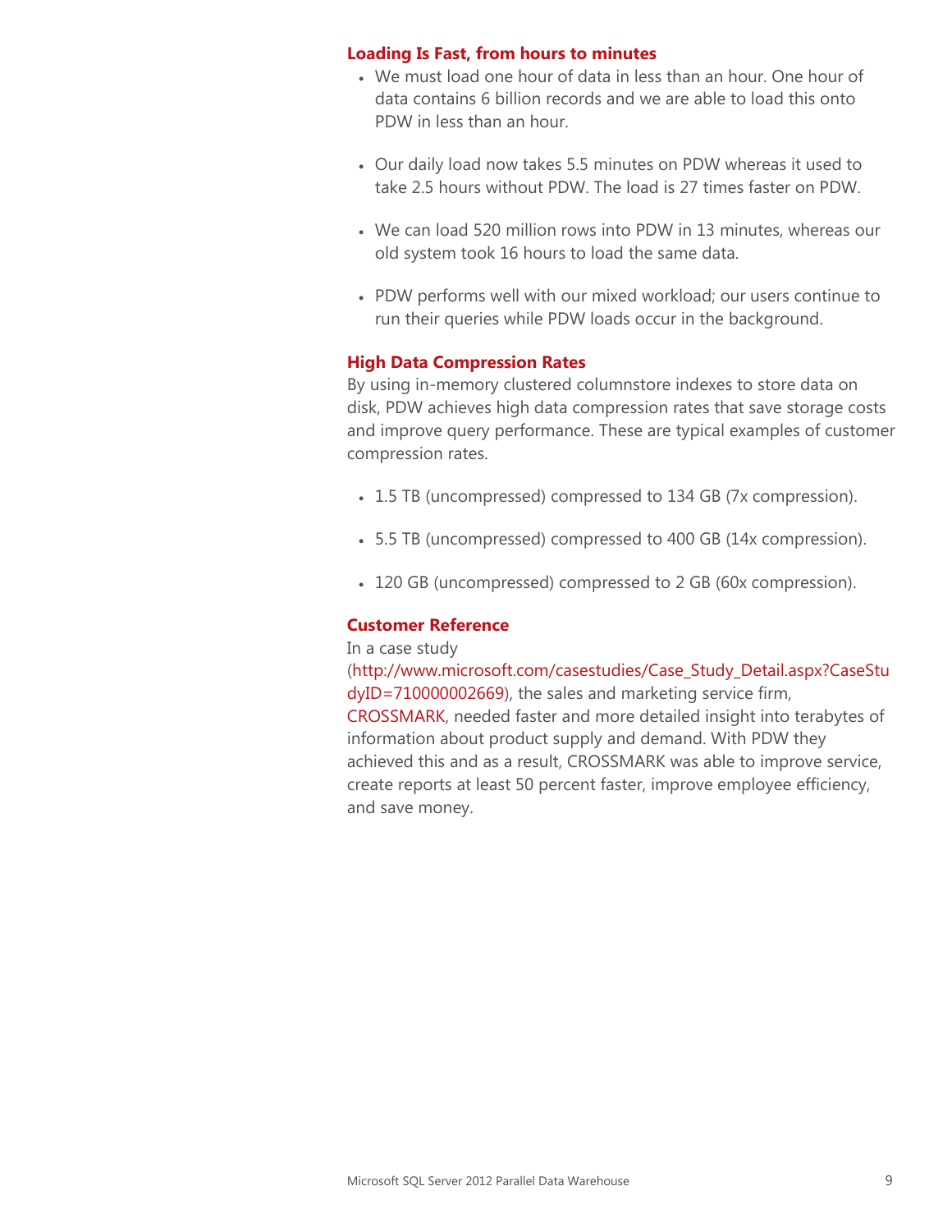### Loading Is Fast, from hours to minutes

- We must load one hour of data in less than an hour. One hour of data contains 6 billion records and we are able to load this onto PDW in less than an hour.

- Our daily load now takes 5.5 minutes on PDW whereas it used to take 2.5 hours without PDW. The load is 27 times faster on PDW.

- We can load 520 million rows into PDW in 13 minutes, whereas our old system took 16 hours to load the same data.

- PDW performs well with our mixed workload; our users continue to run their queries while PDW loads occur in the background.

### High Data Compression Rates

By using in-memory clustered columnstore indexes to store data on disk, PDW achieves high data compression rates that save storage costs and improve query performance. These are typical examples of customer compression rates.

- 1.5 TB (uncompressed) compressed to 134 GB (7x compression).

- 5.5 TB (uncompressed) compressed to 400 GB (14x compression).

- 120 GB (uncompressed) compressed to 2 GB (60x compression).

### Customer Reference

In a case study (http://www.microsoft.com/casestudies/Case_Study_Detail.aspx?CaseStudyID=710000002669), the sales and marketing service firm, CROSSMARK, needed faster and more detailed insight into terabytes of information about product supply and demand. With PDW they achieved this and as a result, CROSSMARK was able to improve service, create reports at least 50 percent faster, improve employee efficiency, and save money.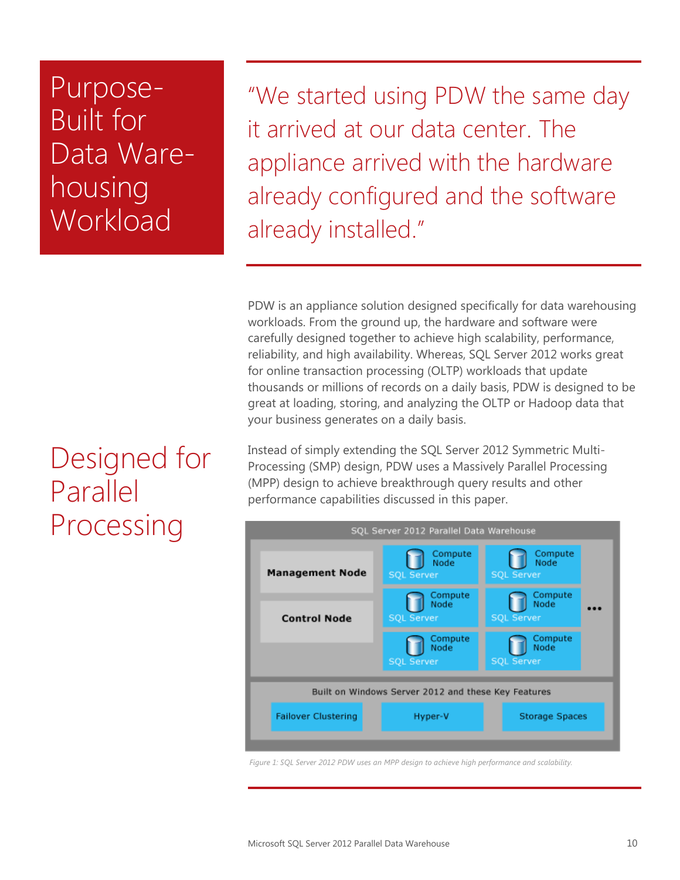# Purpose-Built for Data Warehousing Workload

> "We started using PDW the same day it arrived at our data center. The appliance arrived with the hardware already configured and the software already installed."

PDW is an appliance solution designed specifically for data warehousing workloads. From the ground up, the hardware and software were carefully designed together to achieve high scalability, performance, reliability, and high availability. Whereas, SQL Server 2012 works great for online transaction processing (OLTP) workloads that update thousands or millions of records on a daily basis, PDW is designed to be great at loading, storing, and analyzing the OLTP or Hadoop data that your business generates on a daily basis.

# Designed for Parallel Processing

Instead of simply extending the SQL Server 2012 Symmetric Multi-Processing (SMP) design, PDW uses a Massively Parallel Processing (MPP) design to achieve breakthrough query results and other performance capabilities discussed in this paper.

SQL Server 2012 Parallel Data Warehouse

| | | | |
|---|---|---|---|
| **Management Node** | Compute Node – SQL Server | Compute Node – SQL Server | |
| **Control Node** | Compute Node – SQL Server | Compute Node – SQL Server | ••• |
| | Compute Node – SQL Server | Compute Node – SQL Server | |

Built on Windows Server 2012 and these Key Features

| Failover Clustering | Hyper-V | Storage Spaces |
|---|---|---|

*Figure 1: SQL Server 2012 PDW uses an MPP design to achieve high performance and scalability.*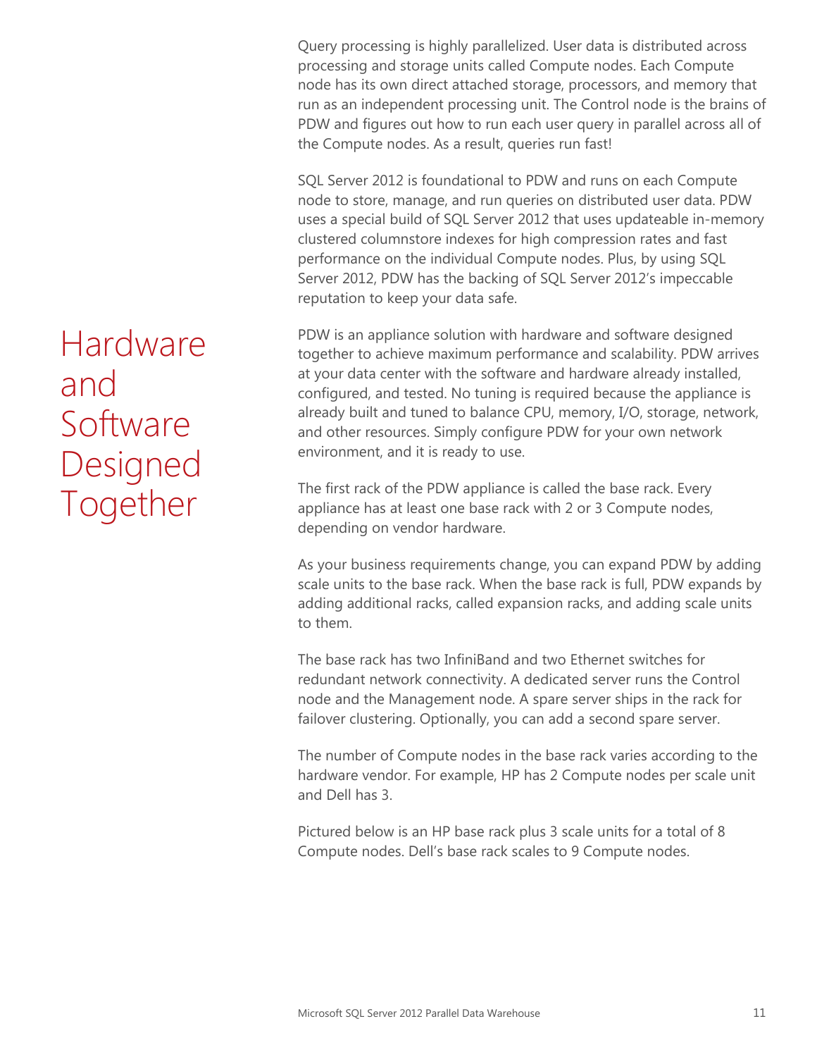Query processing is highly parallelized. User data is distributed across processing and storage units called Compute nodes. Each Compute node has its own direct attached storage, processors, and memory that run as an independent processing unit. The Control node is the brains of PDW and figures out how to run each user query in parallel across all of the Compute nodes. As a result, queries run fast!

SQL Server 2012 is foundational to PDW and runs on each Compute node to store, manage, and run queries on distributed user data. PDW uses a special build of SQL Server 2012 that uses updateable in-memory clustered columnstore indexes for high compression rates and fast performance on the individual Compute nodes. Plus, by using SQL Server 2012, PDW has the backing of SQL Server 2012's impeccable reputation to keep your data safe.

## Hardware and Software Designed Together

PDW is an appliance solution with hardware and software designed together to achieve maximum performance and scalability. PDW arrives at your data center with the software and hardware already installed, configured, and tested. No tuning is required because the appliance is already built and tuned to balance CPU, memory, I/O, storage, network, and other resources. Simply configure PDW for your own network environment, and it is ready to use.

The first rack of the PDW appliance is called the base rack. Every appliance has at least one base rack with 2 or 3 Compute nodes, depending on vendor hardware.

As your business requirements change, you can expand PDW by adding scale units to the base rack. When the base rack is full, PDW expands by adding additional racks, called expansion racks, and adding scale units to them.

The base rack has two InfiniBand and two Ethernet switches for redundant network connectivity. A dedicated server runs the Control node and the Management node. A spare server ships in the rack for failover clustering. Optionally, you can add a second spare server.

The number of Compute nodes in the base rack varies according to the hardware vendor. For example, HP has 2 Compute nodes per scale unit and Dell has 3.

Pictured below is an HP base rack plus 3 scale units for a total of 8 Compute nodes. Dell's base rack scales to 9 Compute nodes.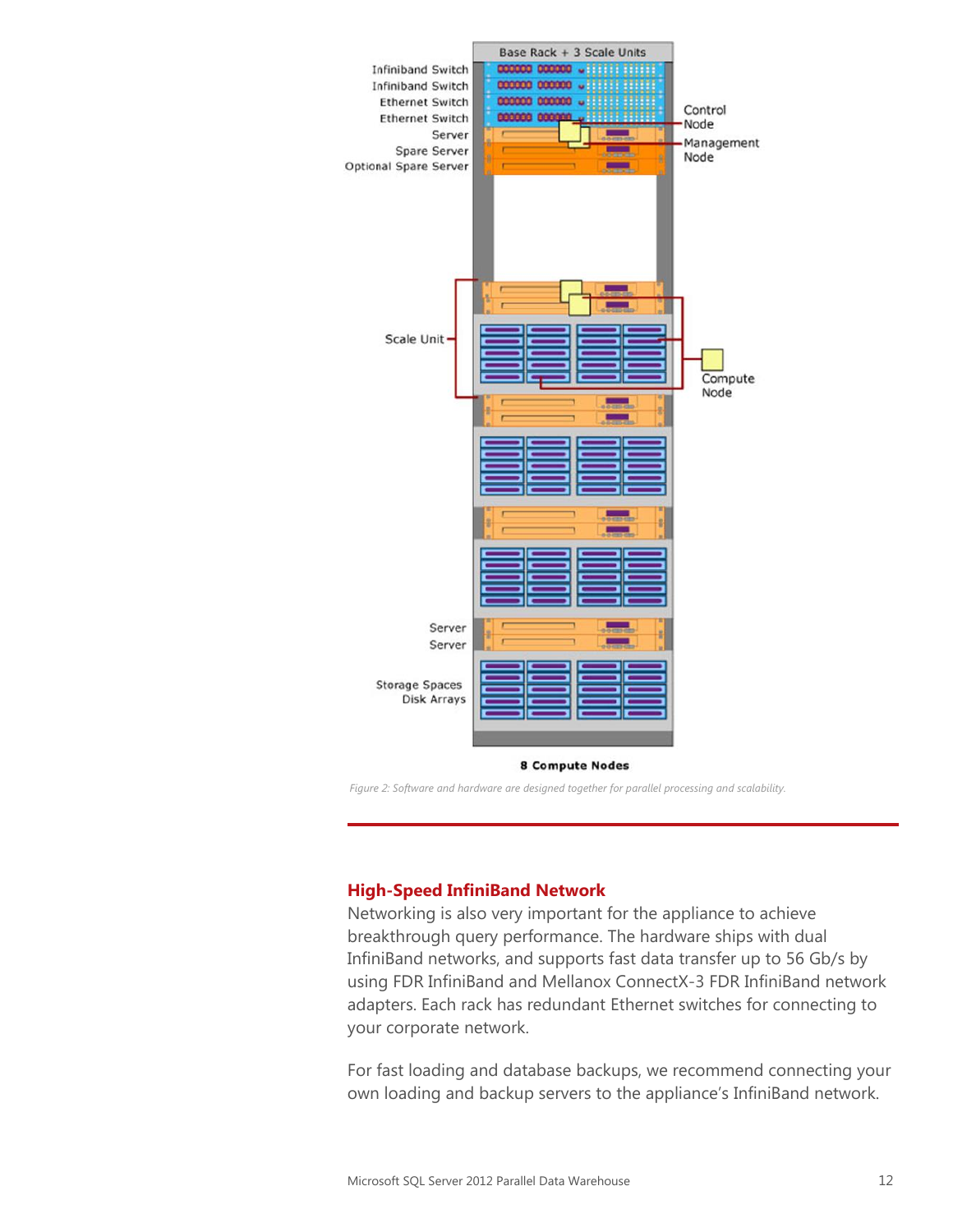*Figure 2: Software and hardware are designed together for parallel processing and scalability.*

## High-Speed InfiniBand Network

Networking is also very important for the appliance to achieve breakthrough query performance. The hardware ships with dual InfiniBand networks, and supports fast data transfer up to 56 Gb/s by using FDR InfiniBand and Mellanox ConnectX-3 FDR InfiniBand network adapters. Each rack has redundant Ethernet switches for connecting to your corporate network.

For fast loading and database backups, we recommend connecting your own loading and backup servers to the appliance's InfiniBand network.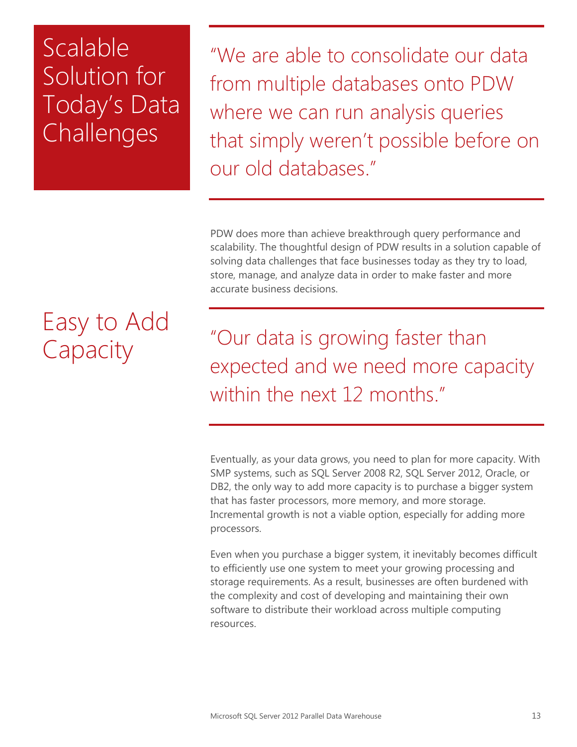## Scalable Solution for Today's Data Challenges

> "We are able to consolidate our data from multiple databases onto PDW where we can run analysis queries that simply weren't possible before on our old databases."

PDW does more than achieve breakthrough query performance and scalability. The thoughtful design of PDW results in a solution capable of solving data challenges that face businesses today as they try to load, store, manage, and analyze data in order to make faster and more accurate business decisions.

## Easy to Add Capacity

> "Our data is growing faster than expected and we need more capacity within the next 12 months."

Eventually, as your data grows, you need to plan for more capacity. With SMP systems, such as SQL Server 2008 R2, SQL Server 2012, Oracle, or DB2, the only way to add more capacity is to purchase a bigger system that has faster processors, more memory, and more storage. Incremental growth is not a viable option, especially for adding more processors.

Even when you purchase a bigger system, it inevitably becomes difficult to efficiently use one system to meet your growing processing and storage requirements. As a result, businesses are often burdened with the complexity and cost of developing and maintaining their own software to distribute their workload across multiple computing resources.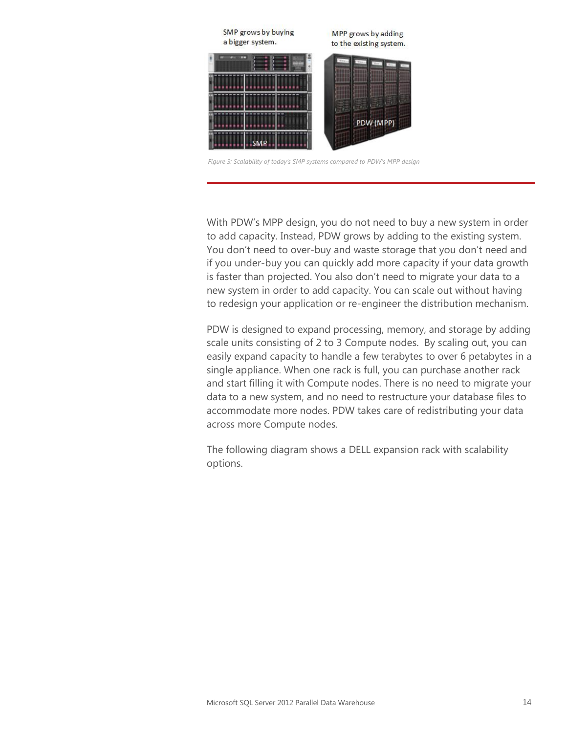Figure 3: Scalability of today's SMP systems compared to PDW's MPP design

With PDW's MPP design, you do not need to buy a new system in order to add capacity. Instead, PDW grows by adding to the existing system. You don't need to over-buy and waste storage that you don't need and if you under-buy you can quickly add more capacity if your data growth is faster than projected. You also don't need to migrate your data to a new system in order to add capacity. You can scale out without having to redesign your application or re-engineer the distribution mechanism.

PDW is designed to expand processing, memory, and storage by adding scale units consisting of 2 to 3 Compute nodes. By scaling out, you can easily expand capacity to handle a few terabytes to over 6 petabytes in a single appliance. When one rack is full, you can purchase another rack and start filling it with Compute nodes. There is no need to migrate your data to a new system, and no need to restructure your database files to accommodate more nodes. PDW takes care of redistributing your data across more Compute nodes.

The following diagram shows a DELL expansion rack with scalability options.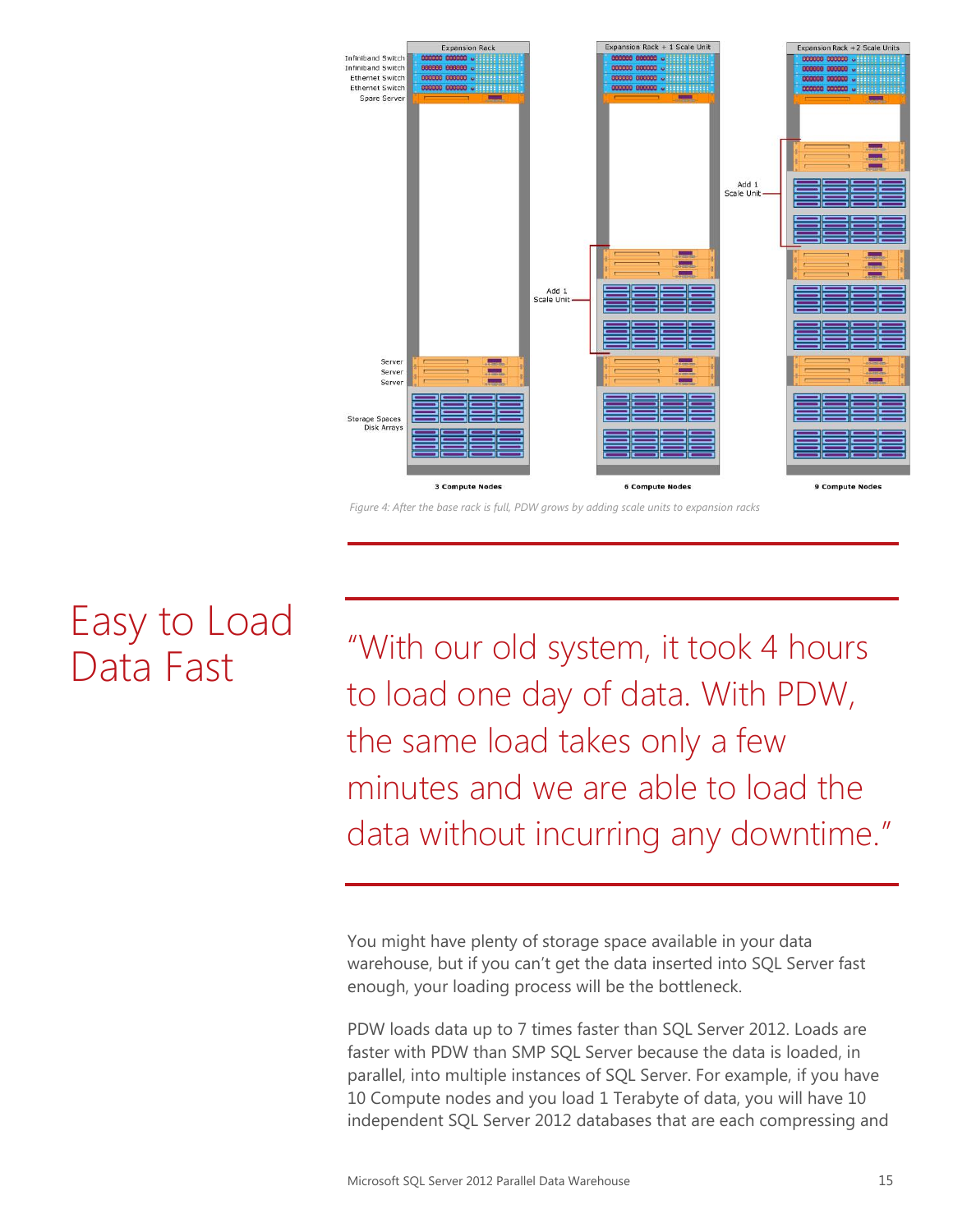Figure 4: After the base rack is full, PDW grows by adding scale units to expansion racks

## Easy to Load Data Fast

"With our old system, it took 4 hours to load one day of data. With PDW, the same load takes only a few minutes and we are able to load the data without incurring any downtime."

You might have plenty of storage space available in your data warehouse, but if you can't get the data inserted into SQL Server fast enough, your loading process will be the bottleneck.

PDW loads data up to 7 times faster than SQL Server 2012. Loads are faster with PDW than SMP SQL Server because the data is loaded, in parallel, into multiple instances of SQL Server. For example, if you have 10 Compute nodes and you load 1 Terabyte of data, you will have 10 independent SQL Server 2012 databases that are each compressing and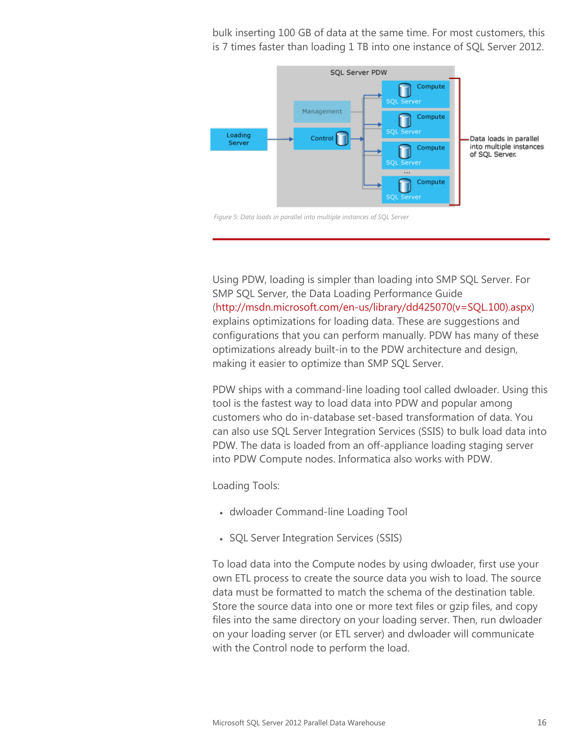bulk inserting 100 GB of data at the same time. For most customers, this is 7 times faster than loading 1 TB into one instance of SQL Server 2012.

*Figure 5: Data loads in parallel into multiple instances of SQL Server*

Using PDW, loading is simpler than loading into SMP SQL Server. For SMP SQL Server, the Data Loading Performance Guide (http://msdn.microsoft.com/en-us/library/dd425070(v=SQL.100).aspx) explains optimizations for loading data. These are suggestions and configurations that you can perform manually. PDW has many of these optimizations already built-in to the PDW architecture and design, making it easier to optimize than SMP SQL Server.

PDW ships with a command-line loading tool called dwloader. Using this tool is the fastest way to load data into PDW and popular among customers who do in-database set-based transformation of data. You can also use SQL Server Integration Services (SSIS) to bulk load data into PDW. The data is loaded from an off-appliance loading staging server into PDW Compute nodes. Informatica also works with PDW.

Loading Tools:

- dwloader Command-line Loading Tool
- SQL Server Integration Services (SSIS)

To load data into the Compute nodes by using dwloader, first use your own ETL process to create the source data you wish to load. The source data must be formatted to match the schema of the destination table. Store the source data into one or more text files or gzip files, and copy files into the same directory on your loading server. Then, run dwloader on your loading server (or ETL server) and dwloader will communicate with the Control node to perform the load.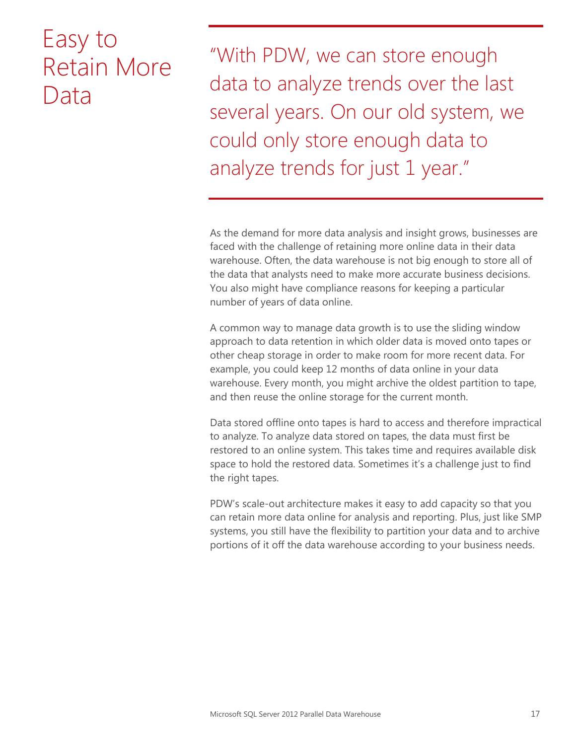# Easy to Retain More Data

> "With PDW, we can store enough data to analyze trends over the last several years. On our old system, we could only store enough data to analyze trends for just 1 year."

As the demand for more data analysis and insight grows, businesses are faced with the challenge of retaining more online data in their data warehouse. Often, the data warehouse is not big enough to store all of the data that analysts need to make more accurate business decisions. You also might have compliance reasons for keeping a particular number of years of data online.

A common way to manage data growth is to use the sliding window approach to data retention in which older data is moved onto tapes or other cheap storage in order to make room for more recent data. For example, you could keep 12 months of data online in your data warehouse. Every month, you might archive the oldest partition to tape, and then reuse the online storage for the current month.

Data stored offline onto tapes is hard to access and therefore impractical to analyze. To analyze data stored on tapes, the data must first be restored to an online system. This takes time and requires available disk space to hold the restored data. Sometimes it's a challenge just to find the right tapes.

PDW's scale-out architecture makes it easy to add capacity so that you can retain more data online for analysis and reporting. Plus, just like SMP systems, you still have the flexibility to partition your data and to archive portions of it off the data warehouse according to your business needs.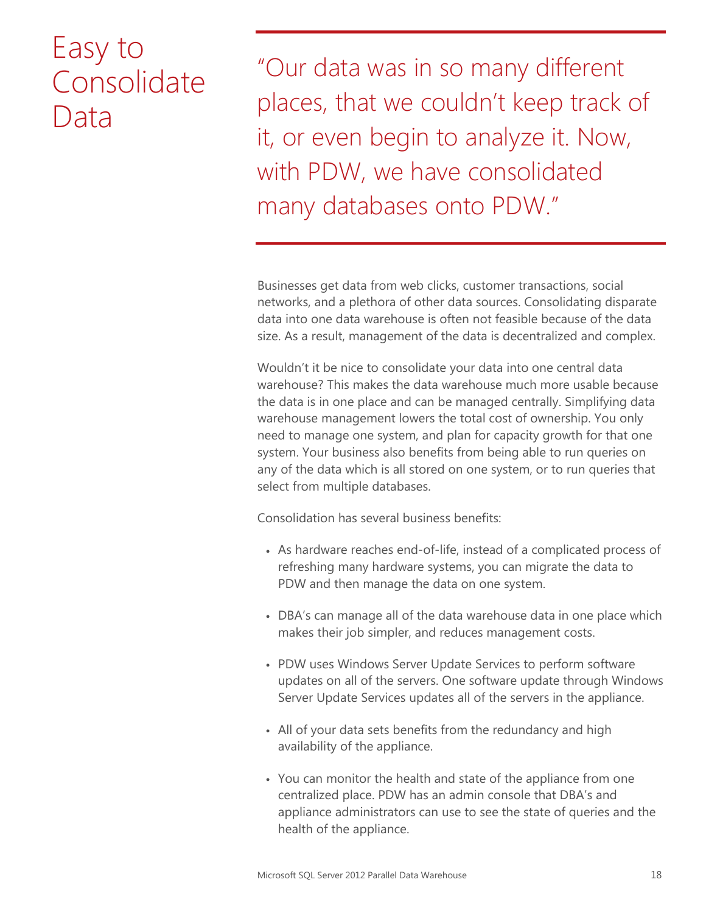# Easy to Consolidate Data

> "Our data was in so many different places, that we couldn't keep track of it, or even begin to analyze it. Now, with PDW, we have consolidated many databases onto PDW."

Businesses get data from web clicks, customer transactions, social networks, and a plethora of other data sources. Consolidating disparate data into one data warehouse is often not feasible because of the data size. As a result, management of the data is decentralized and complex.

Wouldn't it be nice to consolidate your data into one central data warehouse? This makes the data warehouse much more usable because the data is in one place and can be managed centrally. Simplifying data warehouse management lowers the total cost of ownership. You only need to manage one system, and plan for capacity growth for that one system. Your business also benefits from being able to run queries on any of the data which is all stored on one system, or to run queries that select from multiple databases.

Consolidation has several business benefits:

- As hardware reaches end-of-life, instead of a complicated process of refreshing many hardware systems, you can migrate the data to PDW and then manage the data on one system.
- DBA's can manage all of the data warehouse data in one place which makes their job simpler, and reduces management costs.
- PDW uses Windows Server Update Services to perform software updates on all of the servers. One software update through Windows Server Update Services updates all of the servers in the appliance.
- All of your data sets benefits from the redundancy and high availability of the appliance.
- You can monitor the health and state of the appliance from one centralized place. PDW has an admin console that DBA's and appliance administrators can use to see the state of queries and the health of the appliance.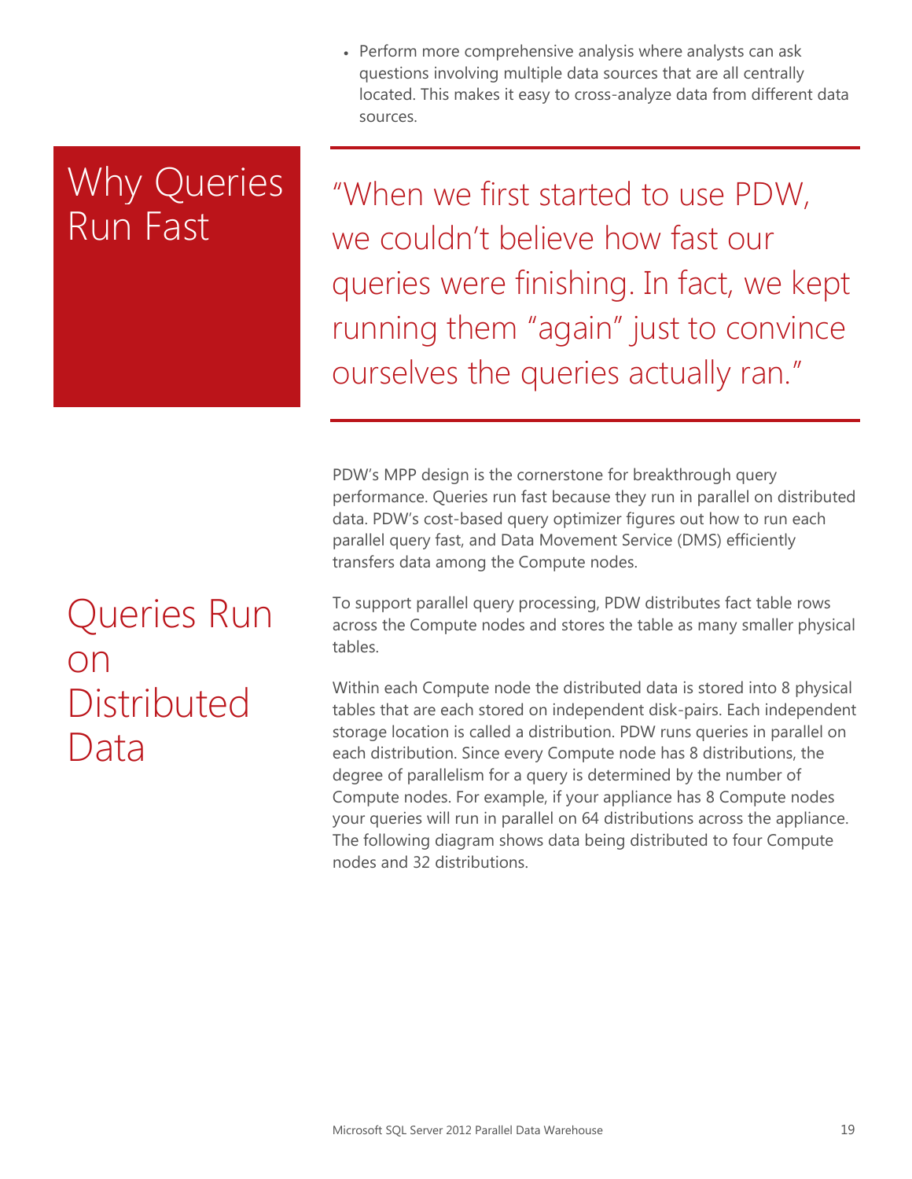- Perform more comprehensive analysis where analysts can ask questions involving multiple data sources that are all centrally located. This makes it easy to cross-analyze data from different data sources.

# Why Queries Run Fast

> "When we first started to use PDW, we couldn't believe how fast our queries were finishing. In fact, we kept running them "again" just to convince ourselves the queries actually ran."

PDW's MPP design is the cornerstone for breakthrough query performance. Queries run fast because they run in parallel on distributed data. PDW's cost-based query optimizer figures out how to run each parallel query fast, and Data Movement Service (DMS) efficiently transfers data among the Compute nodes.

## Queries Run on Distributed Data

To support parallel query processing, PDW distributes fact table rows across the Compute nodes and stores the table as many smaller physical tables.

Within each Compute node the distributed data is stored into 8 physical tables that are each stored on independent disk-pairs. Each independent storage location is called a distribution. PDW runs queries in parallel on each distribution. Since every Compute node has 8 distributions, the degree of parallelism for a query is determined by the number of Compute nodes. For example, if your appliance has 8 Compute nodes your queries will run in parallel on 64 distributions across the appliance. The following diagram shows data being distributed to four Compute nodes and 32 distributions.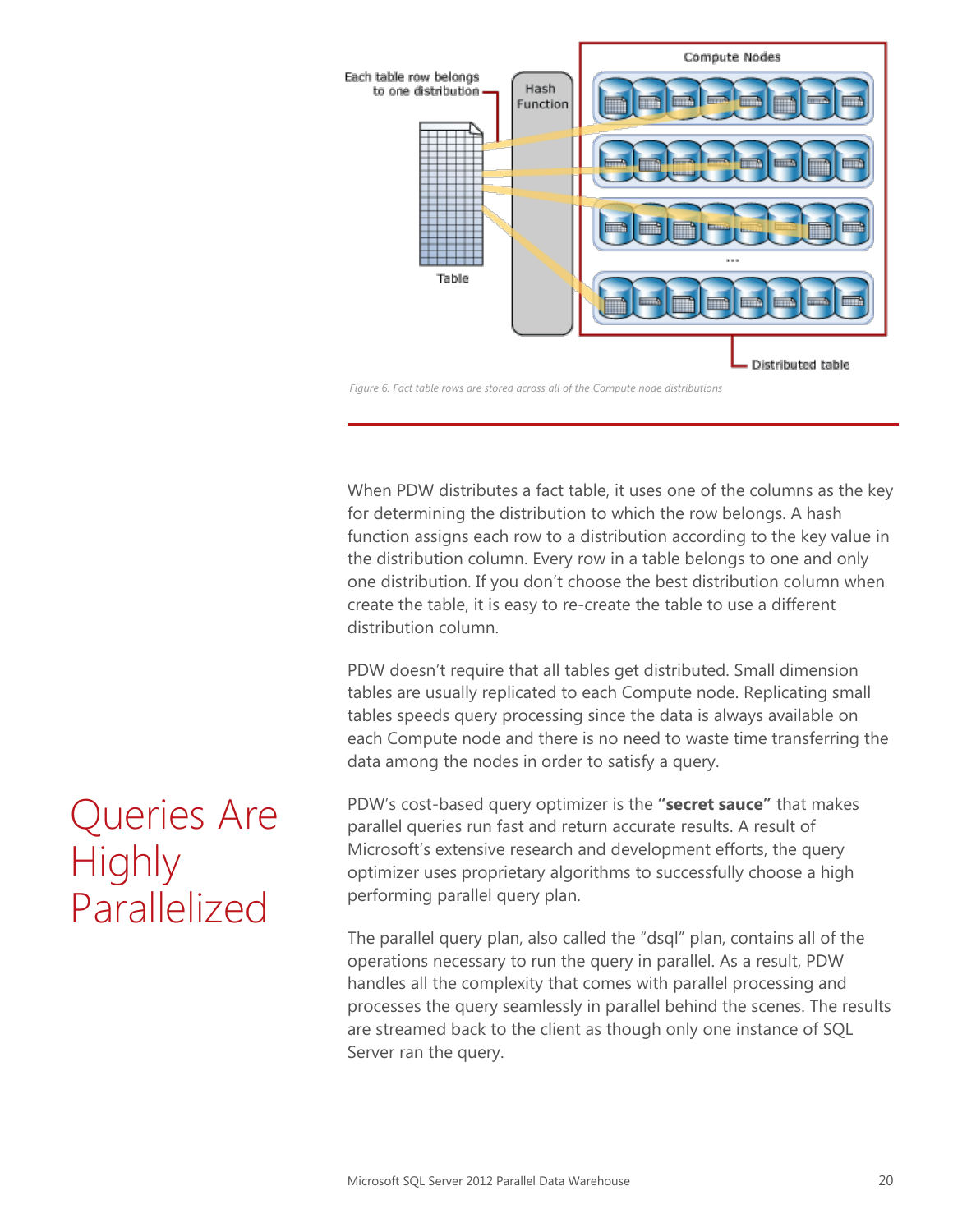Figure 6: Fact table rows are stored across all of the Compute node distributions

When PDW distributes a fact table, it uses one of the columns as the key for determining the distribution to which the row belongs. A hash function assigns each row to a distribution according to the key value in the distribution column. Every row in a table belongs to one and only one distribution. If you don't choose the best distribution column when create the table, it is easy to re-create the table to use a different distribution column.

PDW doesn't require that all tables get distributed. Small dimension tables are usually replicated to each Compute node. Replicating small tables speeds query processing since the data is always available on each Compute node and there is no need to waste time transferring the data among the nodes in order to satisfy a query.

# Queries Are Highly Parallelized

PDW's cost-based query optimizer is the **"secret sauce"** that makes parallel queries run fast and return accurate results. A result of Microsoft's extensive research and development efforts, the query optimizer uses proprietary algorithms to successfully choose a high performing parallel query plan.

The parallel query plan, also called the "dsql" plan, contains all of the operations necessary to run the query in parallel. As a result, PDW handles all the complexity that comes with parallel processing and processes the query seamlessly in parallel behind the scenes. The results are streamed back to the client as though only one instance of SQL Server ran the query.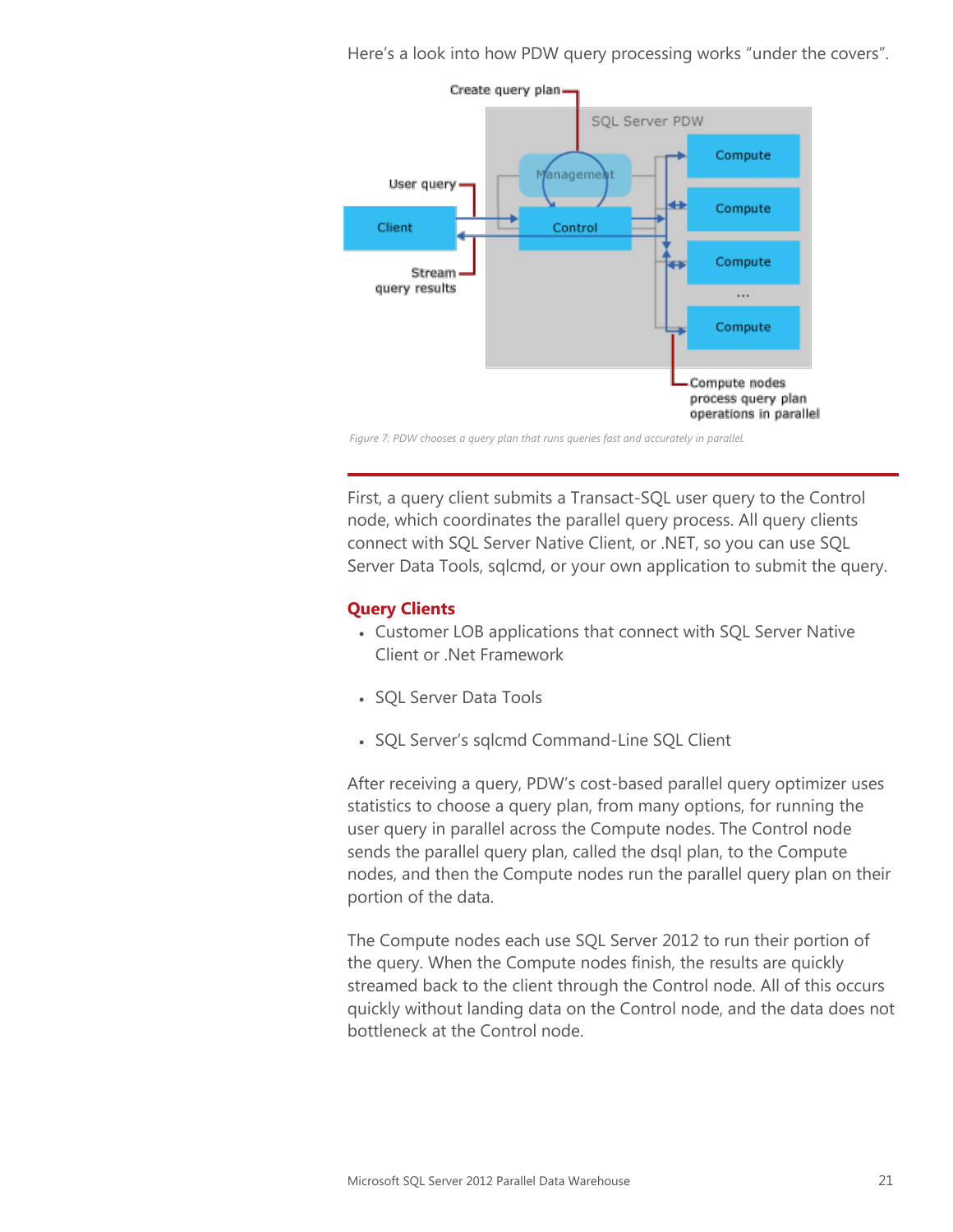Here's a look into how PDW query processing works "under the covers".

Figure 7: PDW chooses a query plan that runs queries fast and accurately in parallel.

First, a query client submits a Transact-SQL user query to the Control node, which coordinates the parallel query process. All query clients connect with SQL Server Native Client, or .NET, so you can use SQL Server Data Tools, sqlcmd, or your own application to submit the query.

### Query Clients

- Customer LOB applications that connect with SQL Server Native Client or .Net Framework
- SQL Server Data Tools
- SQL Server's sqlcmd Command-Line SQL Client

After receiving a query, PDW's cost-based parallel query optimizer uses statistics to choose a query plan, from many options, for running the user query in parallel across the Compute nodes. The Control node sends the parallel query plan, called the dsql plan, to the Compute nodes, and then the Compute nodes run the parallel query plan on their portion of the data.

The Compute nodes each use SQL Server 2012 to run their portion of the query. When the Compute nodes finish, the results are quickly streamed back to the client through the Control node. All of this occurs quickly without landing data on the Control node, and the data does not bottleneck at the Control node.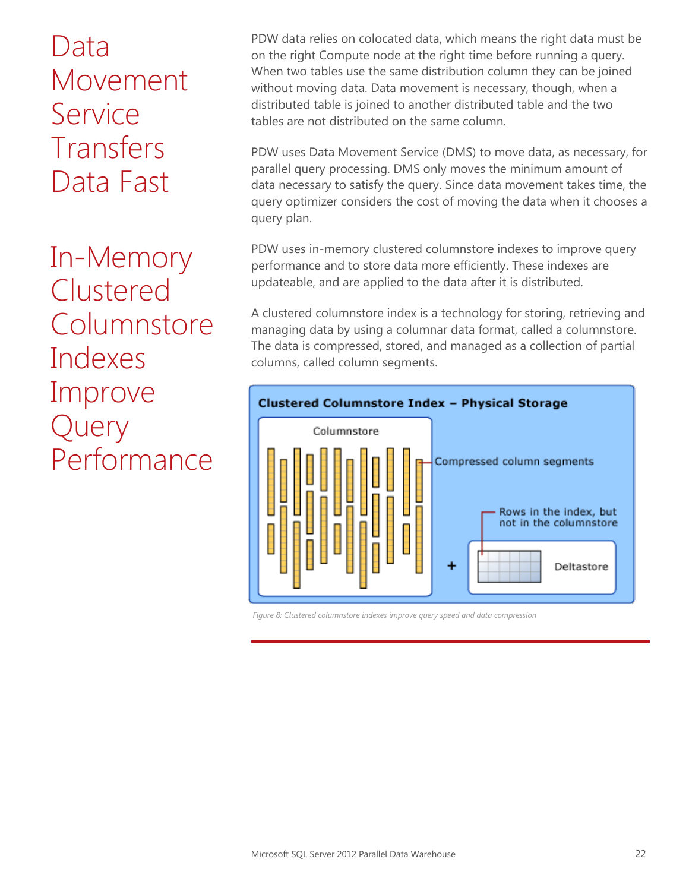## Data Movement Service Transfers Data Fast

PDW data relies on colocated data, which means the right data must be on the right Compute node at the right time before running a query. When two tables use the same distribution column they can be joined without moving data. Data movement is necessary, though, when a distributed table is joined to another distributed table and the two tables are not distributed on the same column.

PDW uses Data Movement Service (DMS) to move data, as necessary, for parallel query processing. DMS only moves the minimum amount of data necessary to satisfy the query. Since data movement takes time, the query optimizer considers the cost of moving the data when it chooses a query plan.

## In-Memory Clustered Columnstore Indexes Improve Query Performance

PDW uses in-memory clustered columnstore indexes to improve query performance and to store data more efficiently. These indexes are updateable, and are applied to the data after it is distributed.

A clustered columnstore index is a technology for storing, retrieving and managing data by using a columnar data format, called a columnstore. The data is compressed, stored, and managed as a collection of partial columns, called column segments.

**Clustered Columnstore Index – Physical Storage**

Columnstore — Compressed column segments

Rows in the index, but not in the columnstore

+ Deltastore

*Figure 8: Clustered columnstore indexes improve query speed and data compression*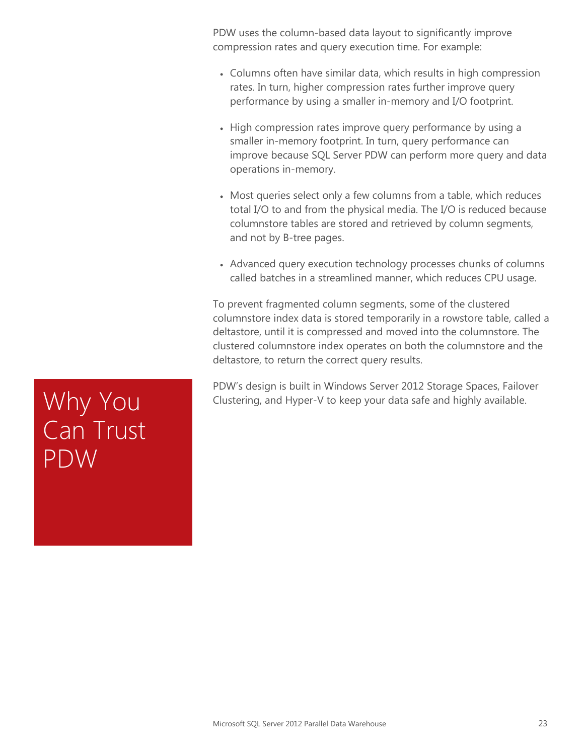PDW uses the column-based data layout to significantly improve compression rates and query execution time. For example:

- Columns often have similar data, which results in high compression rates. In turn, higher compression rates further improve query performance by using a smaller in-memory and I/O footprint.
- High compression rates improve query performance by using a smaller in-memory footprint. In turn, query performance can improve because SQL Server PDW can perform more query and data operations in-memory.
- Most queries select only a few columns from a table, which reduces total I/O to and from the physical media. The I/O is reduced because columnstore tables are stored and retrieved by column segments, and not by B-tree pages.
- Advanced query execution technology processes chunks of columns called batches in a streamlined manner, which reduces CPU usage.

To prevent fragmented column segments, some of the clustered columnstore index data is stored temporarily in a rowstore table, called a deltastore, until it is compressed and moved into the columnstore. The clustered columnstore index operates on both the columnstore and the deltastore, to return the correct query results.

# Why You Can Trust PDW

PDW's design is built in Windows Server 2012 Storage Spaces, Failover Clustering, and Hyper-V to keep your data safe and highly available.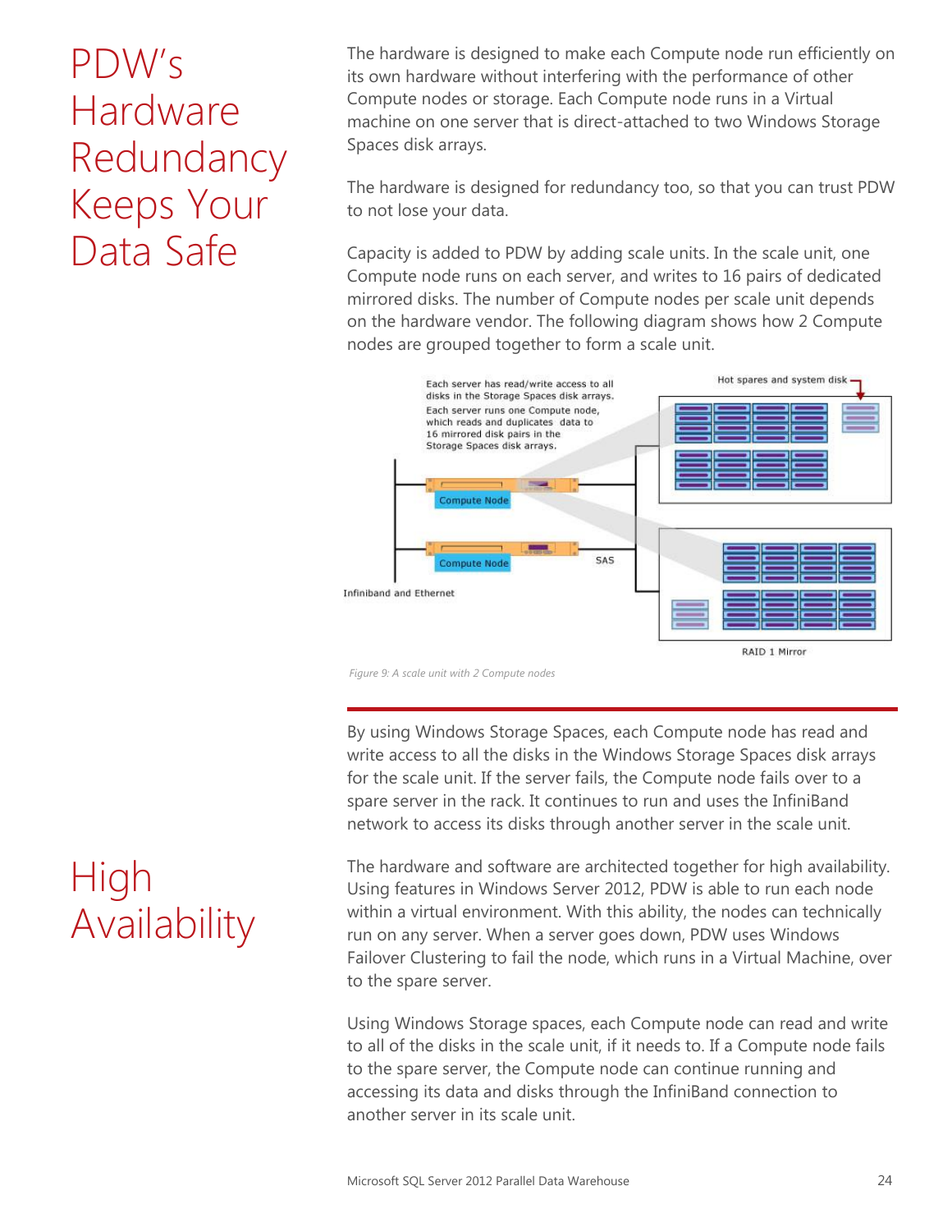# PDW's Hardware Redundancy Keeps Your Data Safe

The hardware is designed to make each Compute node run efficiently on its own hardware without interfering with the performance of other Compute nodes or storage. Each Compute node runs in a Virtual machine on one server that is direct-attached to two Windows Storage Spaces disk arrays.

The hardware is designed for redundancy too, so that you can trust PDW to not lose your data.

Capacity is added to PDW by adding scale units. In the scale unit, one Compute node runs on each server, and writes to 16 pairs of dedicated mirrored disks. The number of Compute nodes per scale unit depends on the hardware vendor. The following diagram shows how 2 Compute nodes are grouped together to form a scale unit.

*Figure 9: A scale unit with 2 Compute nodes*

By using Windows Storage Spaces, each Compute node has read and write access to all the disks in the Windows Storage Spaces disk arrays for the scale unit. If the server fails, the Compute node fails over to a spare server in the rack. It continues to run and uses the InfiniBand network to access its disks through another server in the scale unit.

# High Availability

The hardware and software are architected together for high availability. Using features in Windows Server 2012, PDW is able to run each node within a virtual environment. With this ability, the nodes can technically run on any server. When a server goes down, PDW uses Windows Failover Clustering to fail the node, which runs in a Virtual Machine, over to the spare server.

Using Windows Storage spaces, each Compute node can read and write to all of the disks in the scale unit, if it needs to. If a Compute node fails to the spare server, the Compute node can continue running and accessing its data and disks through the InfiniBand connection to another server in its scale unit.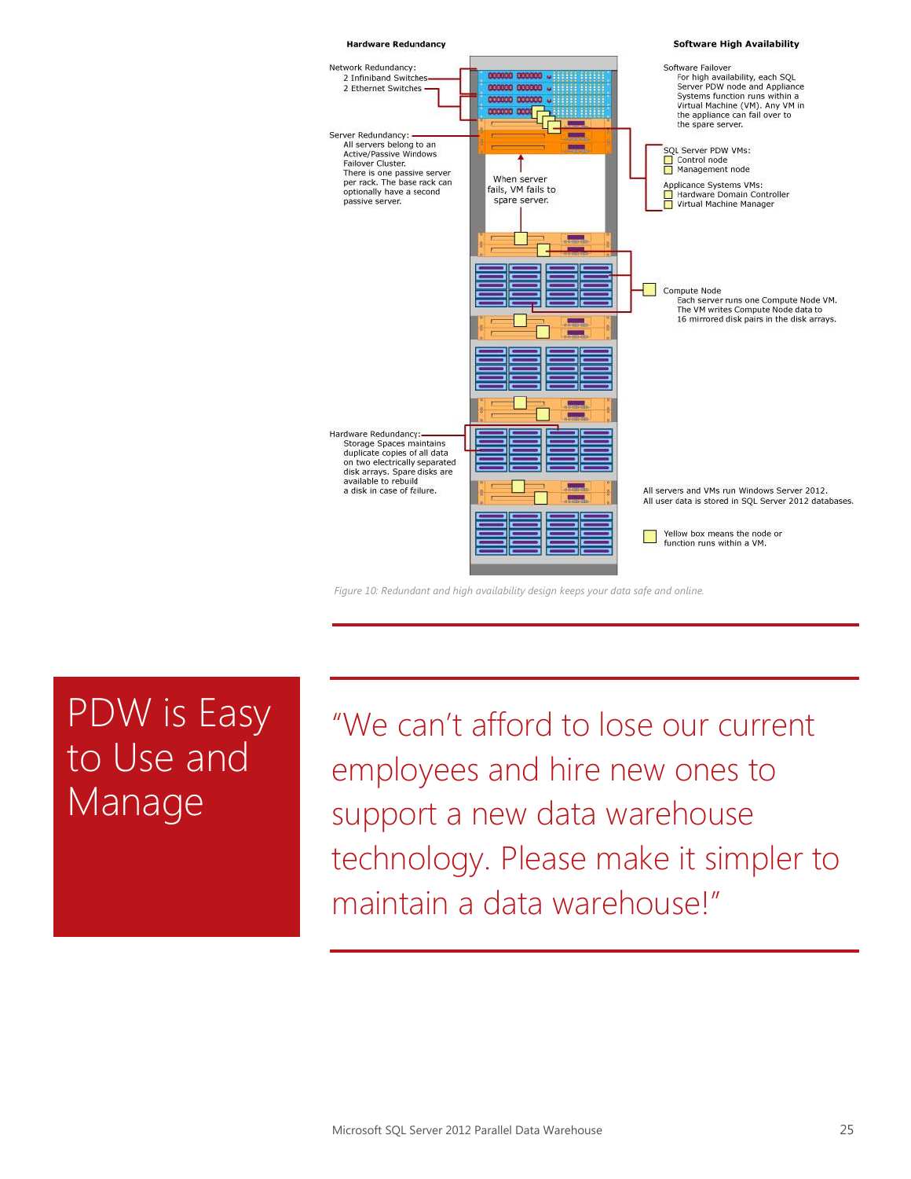**Hardware Redundancy**

Network Redundancy:
2 Infiniband Switches
2 Ethernet Switches

Server Redundancy:
All servers belong to an Active/Passive Windows Failover Cluster.
There is one passive server per rack. The base rack can optionally have a second passive server.

When server fails, VM fails to spare server.

Hardware Redundancy:
Storage Spaces maintains duplicate copies of all data on two electrically separated disk arrays. Spare disks are available to rebuild a disk in case of failure.

**Software High Availability**

Software Failover
For high availability, each SQL Server PDW node and Appliance Systems function runs within a Virtual Machine (VM). Any VM in the appliance can fail over to the spare server.

SQL Server PDW VMs:
- Control node
- Management node

Appliance Systems VMs:
- Hardware Domain Controller
- Virtual Machine Manager

Compute Node
Each server runs one Compute Node VM. The VM writes Compute Node data to 16 mirrored disk pairs in the disk arrays.

All servers and VMs run Windows Server 2012.
All user data is stored in SQL Server 2012 databases.

Yellow box means the node or function runs within a VM.

*Figure 10: Redundant and high availability design keeps your data safe and online.*

# PDW is Easy to Use and Manage

"We can't afford to lose our current employees and hire new ones to support a new data warehouse technology. Please make it simpler to maintain a data warehouse!"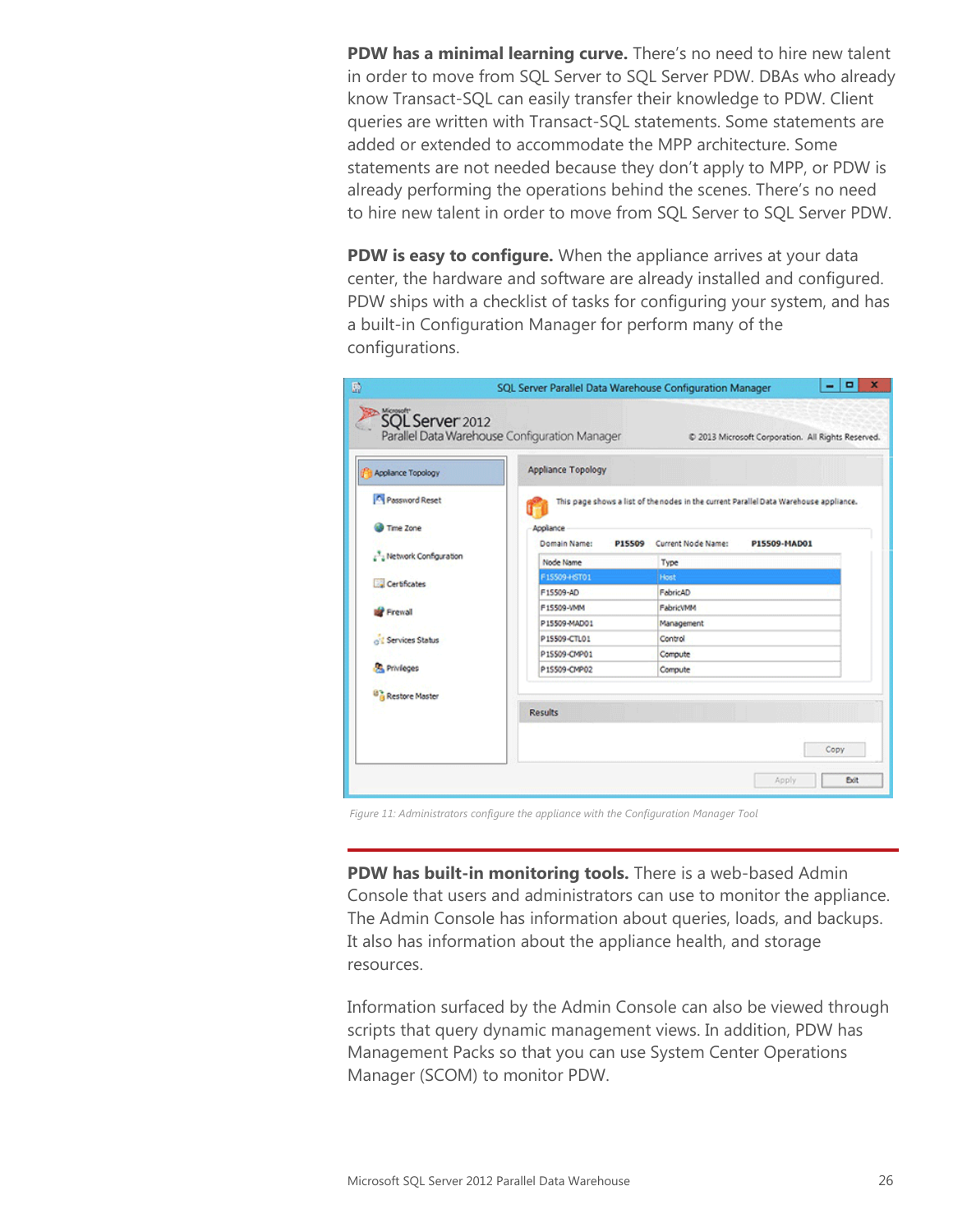**PDW has a minimal learning curve.** There's no need to hire new talent in order to move from SQL Server to SQL Server PDW. DBAs who already know Transact-SQL can easily transfer their knowledge to PDW. Client queries are written with Transact-SQL statements. Some statements are added or extended to accommodate the MPP architecture. Some statements are not needed because they don't apply to MPP, or PDW is already performing the operations behind the scenes. There's no need to hire new talent in order to move from SQL Server to SQL Server PDW.

**PDW is easy to configure.** When the appliance arrives at your data center, the hardware and software are already installed and configured. PDW ships with a checklist of tasks for configuring your system, and has a built-in Configuration Manager for perform many of the configurations.

*Figure 11: Administrators configure the appliance with the Configuration Manager Tool*

**PDW has built-in monitoring tools.** There is a web-based Admin Console that users and administrators can use to monitor the appliance. The Admin Console has information about queries, loads, and backups. It also has information about the appliance health, and storage resources.

Information surfaced by the Admin Console can also be viewed through scripts that query dynamic management views. In addition, PDW has Management Packs so that you can use System Center Operations Manager (SCOM) to monitor PDW.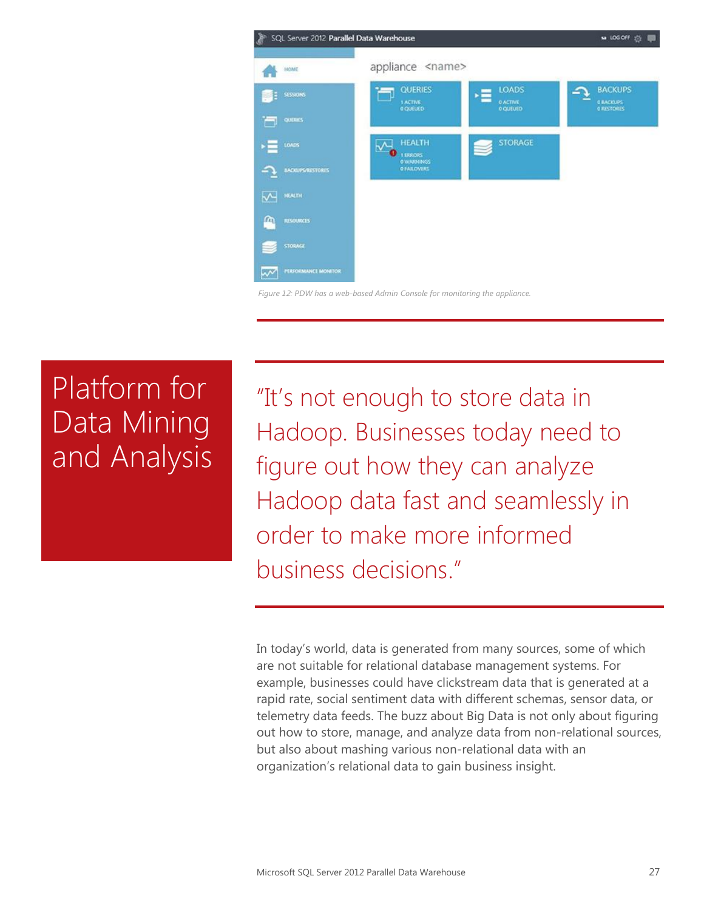Figure 12: PDW has a web-based Admin Console for monitoring the appliance.

# Platform for Data Mining and Analysis

> "It's not enough to store data in Hadoop. Businesses today need to figure out how they can analyze Hadoop data fast and seamlessly in order to make more informed business decisions."

In today's world, data is generated from many sources, some of which are not suitable for relational database management systems. For example, businesses could have clickstream data that is generated at a rapid rate, social sentiment data with different schemas, sensor data, or telemetry data feeds. The buzz about Big Data is not only about figuring out how to store, manage, and analyze data from non-relational sources, but also about mashing various non-relational data with an organization's relational data to gain business insight.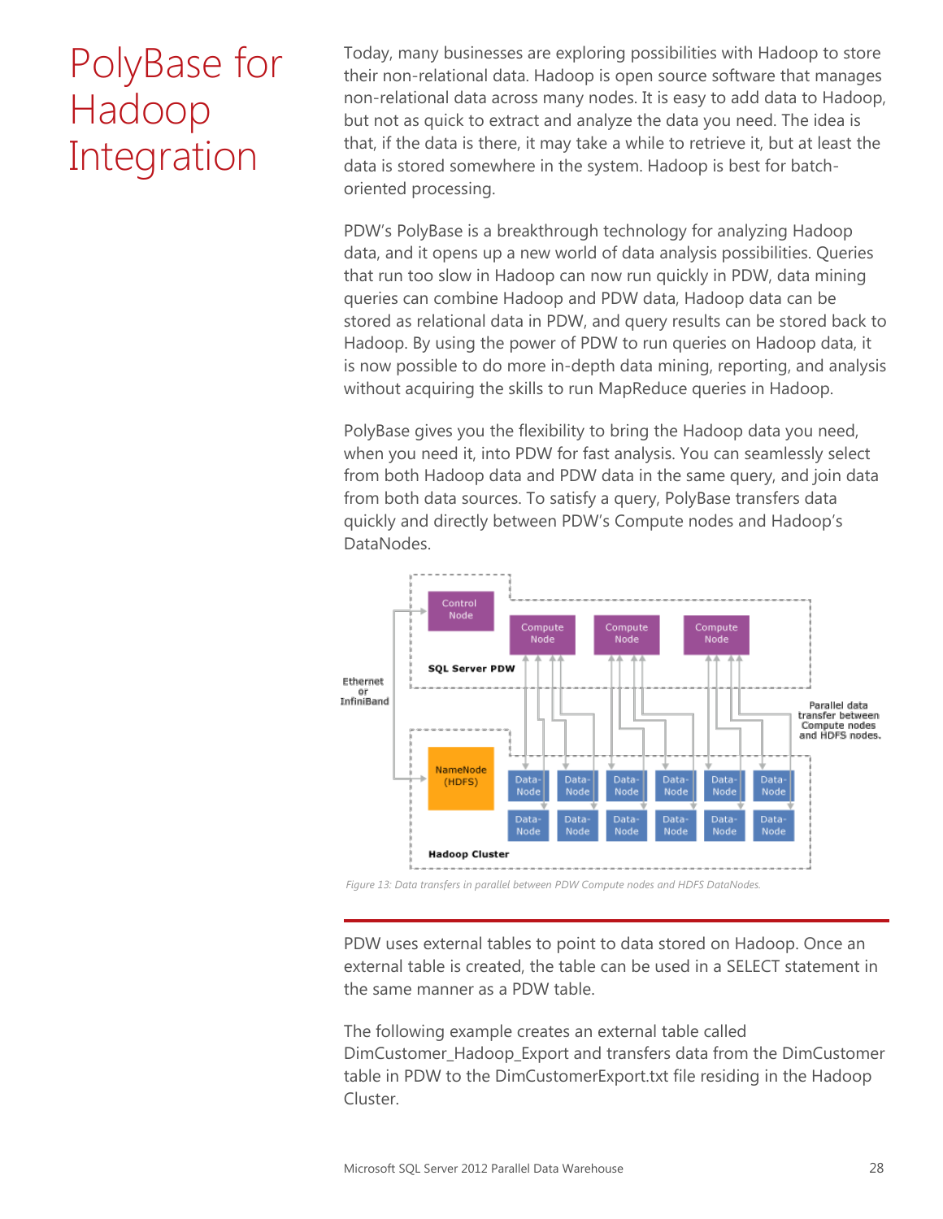# PolyBase for Hadoop Integration

Today, many businesses are exploring possibilities with Hadoop to store their non-relational data. Hadoop is open source software that manages non-relational data across many nodes. It is easy to add data to Hadoop, but not as quick to extract and analyze the data you need. The idea is that, if the data is there, it may take a while to retrieve it, but at least the data is stored somewhere in the system. Hadoop is best for batch-oriented processing.

PDW's PolyBase is a breakthrough technology for analyzing Hadoop data, and it opens up a new world of data analysis possibilities. Queries that run too slow in Hadoop can now run quickly in PDW, data mining queries can combine Hadoop and PDW data, Hadoop data can be stored as relational data in PDW, and query results can be stored back to Hadoop. By using the power of PDW to run queries on Hadoop data, it is now possible to do more in-depth data mining, reporting, and analysis without acquiring the skills to run MapReduce queries in Hadoop.

PolyBase gives you the flexibility to bring the Hadoop data you need, when you need it, into PDW for fast analysis. You can seamlessly select from both Hadoop data and PDW data in the same query, and join data from both data sources. To satisfy a query, PolyBase transfers data quickly and directly between PDW's Compute nodes and Hadoop's DataNodes.

*Figure 13: Data transfers in parallel between PDW Compute nodes and HDFS DataNodes.*

PDW uses external tables to point to data stored on Hadoop. Once an external table is created, the table can be used in a SELECT statement in the same manner as a PDW table.

The following example creates an external table called DimCustomer_Hadoop_Export and transfers data from the DimCustomer table in PDW to the DimCustomerExport.txt file residing in the Hadoop Cluster.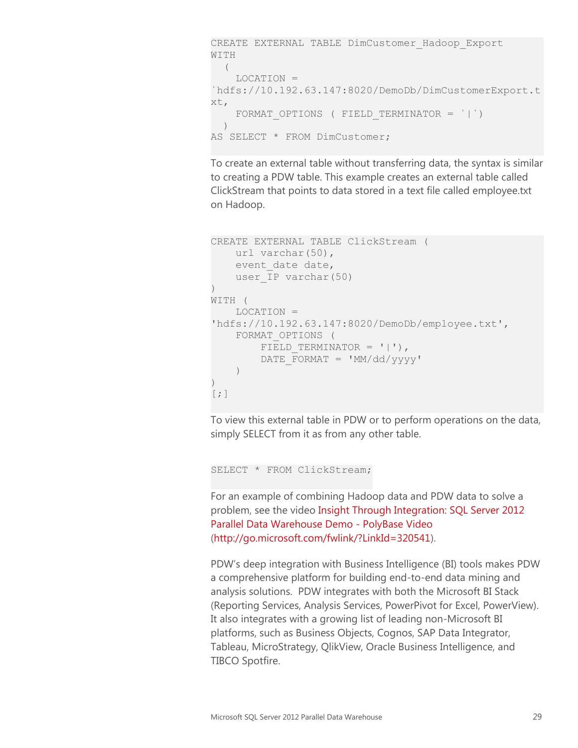```
CREATE EXTERNAL TABLE DimCustomer_Hadoop_Export
WITH
  (
    LOCATION =
'hdfs://10.192.63.147:8020/DemoDb/DimCustomerExport.t
xt,
    FORMAT_OPTIONS ( FIELD_TERMINATOR = '|')
  )
AS SELECT * FROM DimCustomer;
```

To create an external table without transferring data, the syntax is similar to creating a PDW table. This example creates an external table called ClickStream that points to data stored in a text file called employee.txt on Hadoop.

```
CREATE EXTERNAL TABLE ClickStream (
    url varchar(50),
    event_date date,
    user_IP varchar(50)
)
WITH (
    LOCATION =
'hdfs://10.192.63.147:8020/DemoDb/employee.txt',
    FORMAT_OPTIONS (
        FIELD_TERMINATOR = '|'),
        DATE_FORMAT = 'MM/dd/yyyy'
    )
)
[;]
```

To view this external table in PDW or to perform operations on the data, simply SELECT from it as from any other table.

```
SELECT * FROM ClickStream;
```

For an example of combining Hadoop data and PDW data to solve a problem, see the video Insight Through Integration: SQL Server 2012 Parallel Data Warehouse Demo - PolyBase Video (http://go.microsoft.com/fwlink/?LinkId=320541).

PDW's deep integration with Business Intelligence (BI) tools makes PDW a comprehensive platform for building end-to-end data mining and analysis solutions. PDW integrates with both the Microsoft BI Stack (Reporting Services, Analysis Services, PowerPivot for Excel, PowerView). It also integrates with a growing list of leading non-Microsoft BI platforms, such as Business Objects, Cognos, SAP Data Integrator, Tableau, MicroStrategy, QlikView, Oracle Business Intelligence, and TIBCO Spotfire.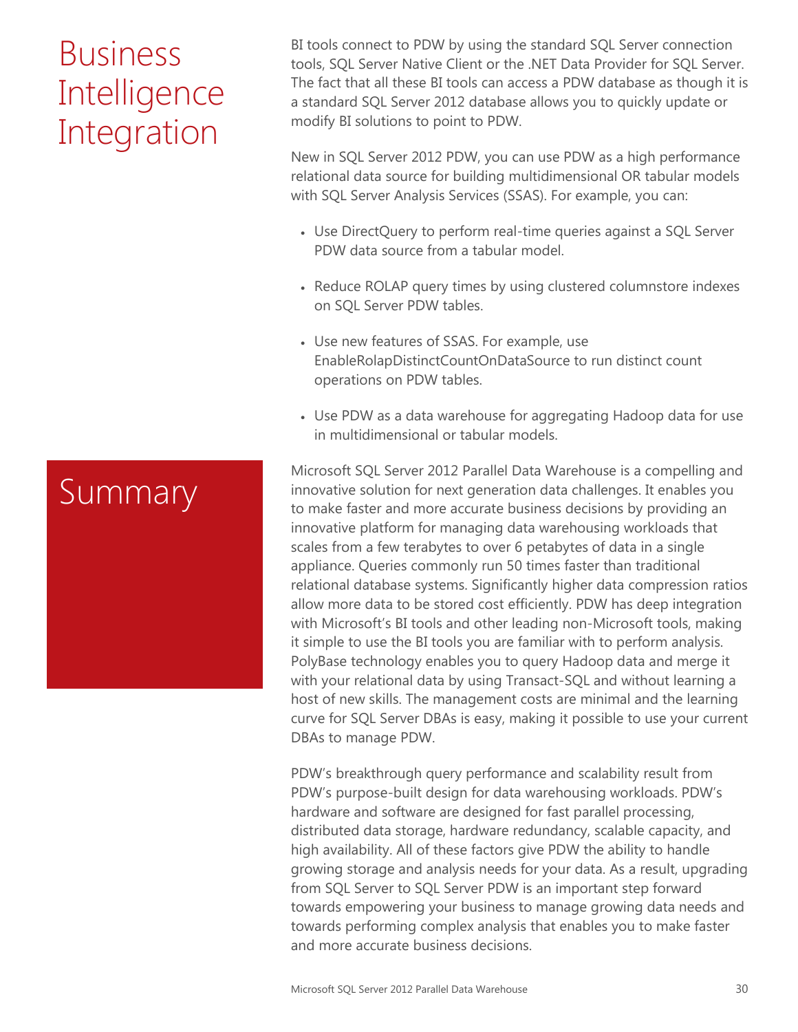# Business Intelligence Integration

BI tools connect to PDW by using the standard SQL Server connection tools, SQL Server Native Client or the .NET Data Provider for SQL Server. The fact that all these BI tools can access a PDW database as though it is a standard SQL Server 2012 database allows you to quickly update or modify BI solutions to point to PDW.

New in SQL Server 2012 PDW, you can use PDW as a high performance relational data source for building multidimensional OR tabular models with SQL Server Analysis Services (SSAS). For example, you can:

- Use DirectQuery to perform real-time queries against a SQL Server PDW data source from a tabular model.
- Reduce ROLAP query times by using clustered columnstore indexes on SQL Server PDW tables.
- Use new features of SSAS. For example, use EnableRolapDistinctCountOnDataSource to run distinct count operations on PDW tables.
- Use PDW as a data warehouse for aggregating Hadoop data for use in multidimensional or tabular models.

# Summary

Microsoft SQL Server 2012 Parallel Data Warehouse is a compelling and innovative solution for next generation data challenges. It enables you to make faster and more accurate business decisions by providing an innovative platform for managing data warehousing workloads that scales from a few terabytes to over 6 petabytes of data in a single appliance. Queries commonly run 50 times faster than traditional relational database systems. Significantly higher data compression ratios allow more data to be stored cost efficiently. PDW has deep integration with Microsoft's BI tools and other leading non-Microsoft tools, making it simple to use the BI tools you are familiar with to perform analysis. PolyBase technology enables you to query Hadoop data and merge it with your relational data by using Transact-SQL and without learning a host of new skills. The management costs are minimal and the learning curve for SQL Server DBAs is easy, making it possible to use your current DBAs to manage PDW.

PDW's breakthrough query performance and scalability result from PDW's purpose-built design for data warehousing workloads. PDW's hardware and software are designed for fast parallel processing, distributed data storage, hardware redundancy, scalable capacity, and high availability. All of these factors give PDW the ability to handle growing storage and analysis needs for your data. As a result, upgrading from SQL Server to SQL Server PDW is an important step forward towards empowering your business to manage growing data needs and towards performing complex analysis that enables you to make faster and more accurate business decisions.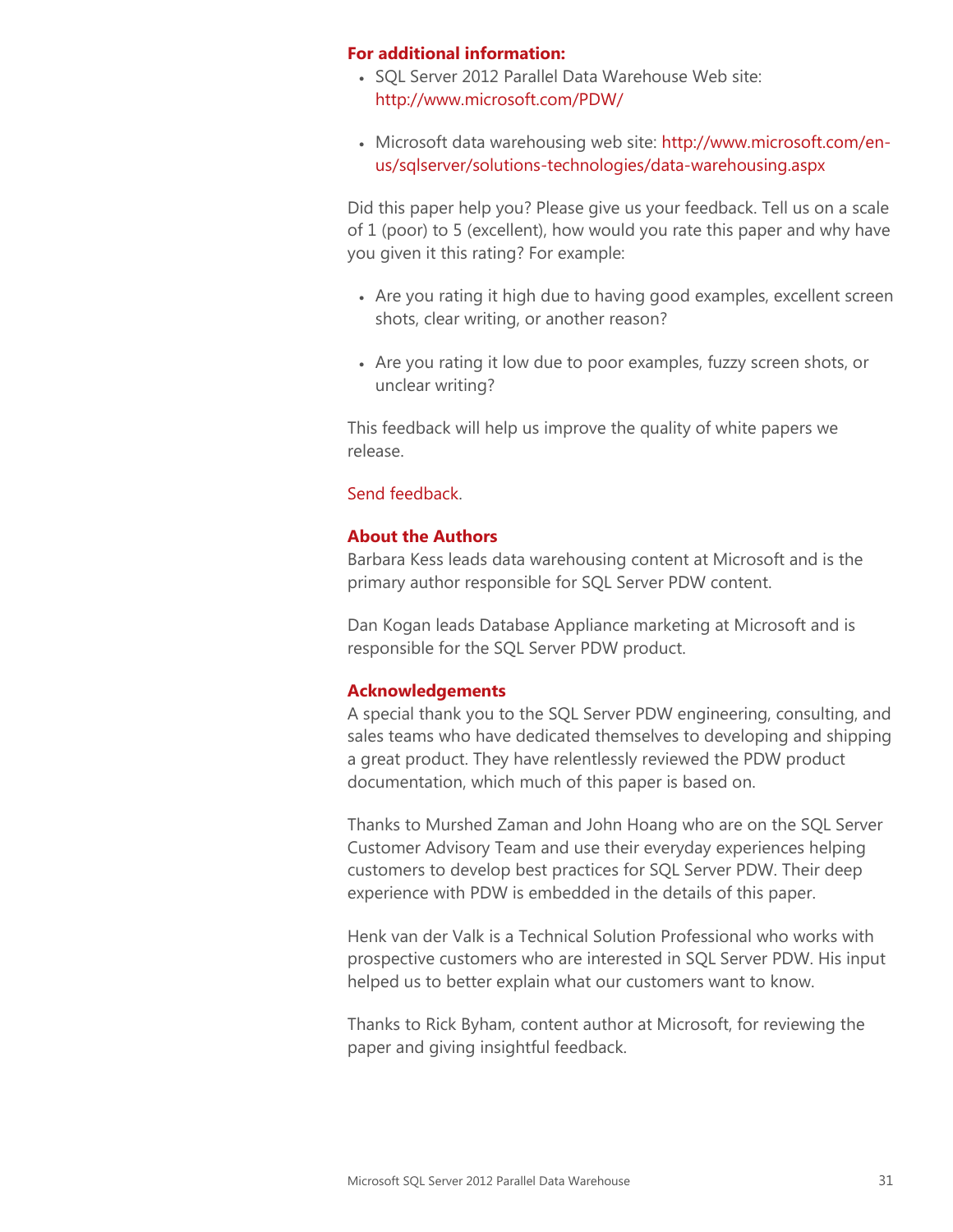**For additional information:**

- SQL Server 2012 Parallel Data Warehouse Web site: http://www.microsoft.com/PDW/
- Microsoft data warehousing web site: http://www.microsoft.com/en-us/sqlserver/solutions-technologies/data-warehousing.aspx

Did this paper help you? Please give us your feedback. Tell us on a scale of 1 (poor) to 5 (excellent), how would you rate this paper and why have you given it this rating? For example:

- Are you rating it high due to having good examples, excellent screen shots, clear writing, or another reason?
- Are you rating it low due to poor examples, fuzzy screen shots, or unclear writing?

This feedback will help us improve the quality of white papers we release.

Send feedback.

**About the Authors**

Barbara Kess leads data warehousing content at Microsoft and is the primary author responsible for SQL Server PDW content.

Dan Kogan leads Database Appliance marketing at Microsoft and is responsible for the SQL Server PDW product.

**Acknowledgements**

A special thank you to the SQL Server PDW engineering, consulting, and sales teams who have dedicated themselves to developing and shipping a great product. They have relentlessly reviewed the PDW product documentation, which much of this paper is based on.

Thanks to Murshed Zaman and John Hoang who are on the SQL Server Customer Advisory Team and use their everyday experiences helping customers to develop best practices for SQL Server PDW. Their deep experience with PDW is embedded in the details of this paper.

Henk van der Valk is a Technical Solution Professional who works with prospective customers who are interested in SQL Server PDW. His input helped us to better explain what our customers want to know.

Thanks to Rick Byham, content author at Microsoft, for reviewing the paper and giving insightful feedback.